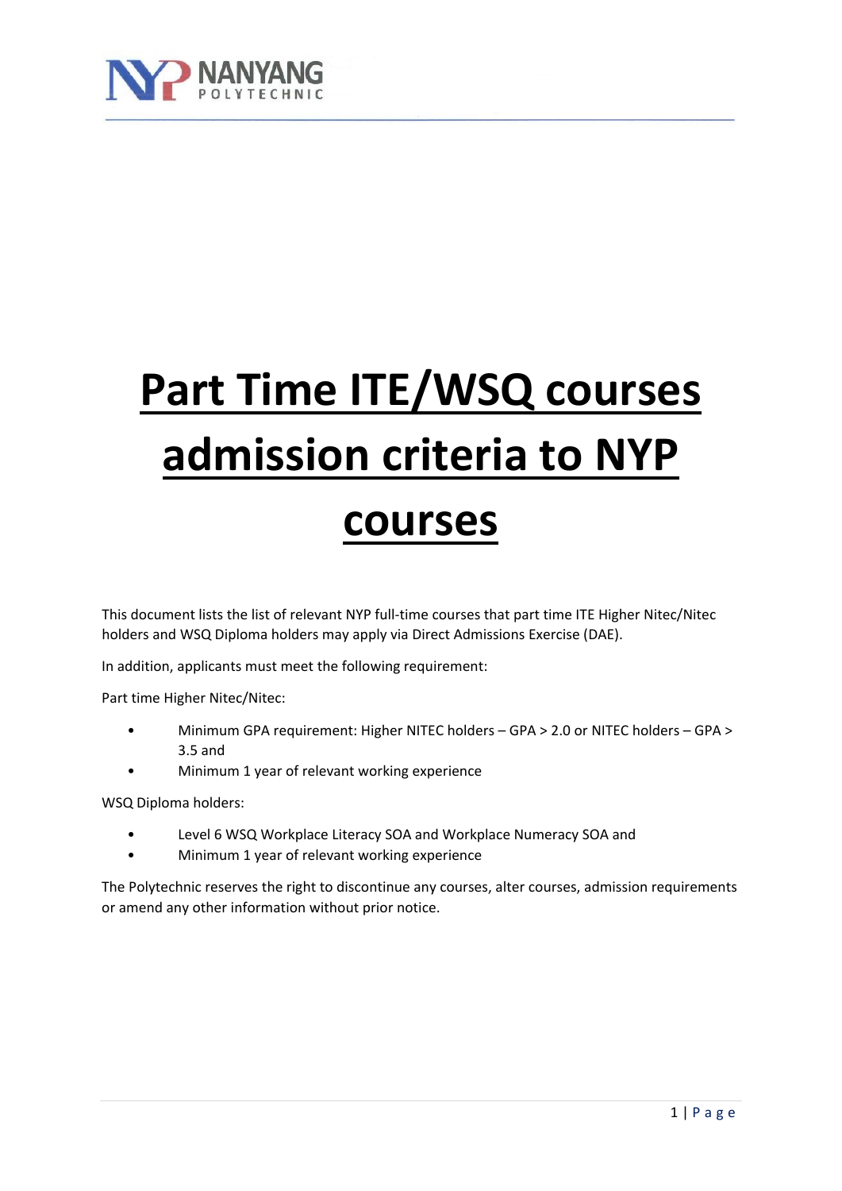# Part Time ITE/WSQ courses admission criteria to NYP courses

This document lists the list of relevant NYP full-time courses that part time ITE Higher Nitec/Nitec holders and WSQ Diploma holders may apply via Direct Admissions Exercise (DAE).

In addition, applicants must meet the following requirement:

Part time Higher Nitec/Nitec:

- Minimum GPA requirement: Higher NITEC holders – GPA > 2.0 or NITEC holders – GPA > 3.5 and
- Minimum 1 year of relevant working experience

WSQ Diploma holders:

- Level 6 WSQ Workplace Literacy SOA and Workplace Numeracy SOA and
- Minimum 1 year of relevant working experience

The Polytechnic reserves the right to discontinue any courses, alter courses, admission requirements or amend any other information without prior notice.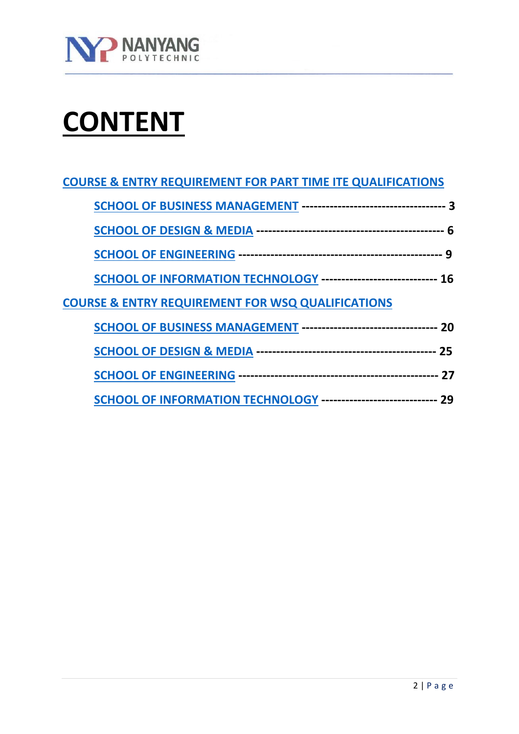# CONTENT

COURSE & ENTRY REQUIREMENT FOR PART TIME ITE QUALIFICATIONS

- SCHOOL OF BUSINESS MANAGEMENT ---------------------------------- 3
- SCHOOL OF DESIGN & MEDIA ---------------------------------------------- 6
- SCHOOL OF ENGINEERING -------------------------------------------------- 9
- SCHOOL OF INFORMATION TECHNOLOGY ---------------------------- 16

COURSE & ENTRY REQUIREMENT FOR WSQ QUALIFICATIONS

- SCHOOL OF BUSINESS MANAGEMENT -------------------------------- 20
- SCHOOL OF DESIGN & MEDIA -------------------------------------------- 25
- SCHOOL OF ENGINEERING ------------------------------------------------ 27
- SCHOOL OF INFORMATION TECHNOLOGY ---------------------------- 29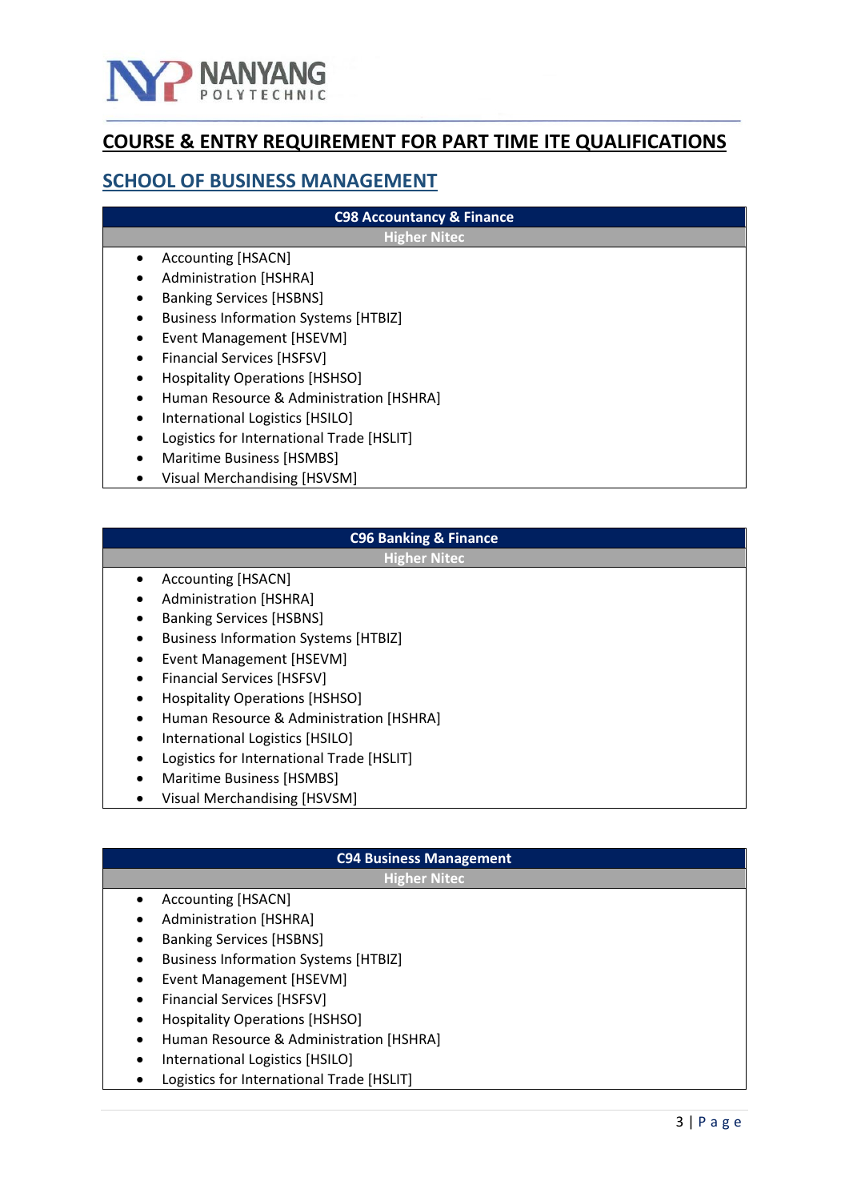## COURSE & ENTRY REQUIREMENT FOR PART TIME ITE QUALIFICATIONS

### SCHOOL OF BUSINESS MANAGEMENT

| C98 Accountancy & Finance |
|---|
| **Higher Nitec** |

- Accounting [HSACN]
- Administration [HSHRA]
- Banking Services [HSBNS]
- Business Information Systems [HTBIZ]
- Event Management [HSEVM]
- Financial Services [HSFSV]
- Hospitality Operations [HSHSO]
- Human Resource & Administration [HSHRA]
- International Logistics [HSILO]
- Logistics for International Trade [HSLIT]
- Maritime Business [HSMBS]
- Visual Merchandising [HSVSM]

| C96 Banking & Finance |
|---|
| **Higher Nitec** |

- Accounting [HSACN]
- Administration [HSHRA]
- Banking Services [HSBNS]
- Business Information Systems [HTBIZ]
- Event Management [HSEVM]
- Financial Services [HSFSV]
- Hospitality Operations [HSHSO]
- Human Resource & Administration [HSHRA]
- International Logistics [HSILO]
- Logistics for International Trade [HSLIT]
- Maritime Business [HSMBS]
- Visual Merchandising [HSVSM]

| C94 Business Management |
|---|
| **Higher Nitec** |

- Accounting [HSACN]
- Administration [HSHRA]
- Banking Services [HSBNS]
- Business Information Systems [HTBIZ]
- Event Management [HSEVM]
- Financial Services [HSFSV]
- Hospitality Operations [HSHSO]
- Human Resource & Administration [HSHRA]
- International Logistics [HSILO]
- Logistics for International Trade [HSLIT]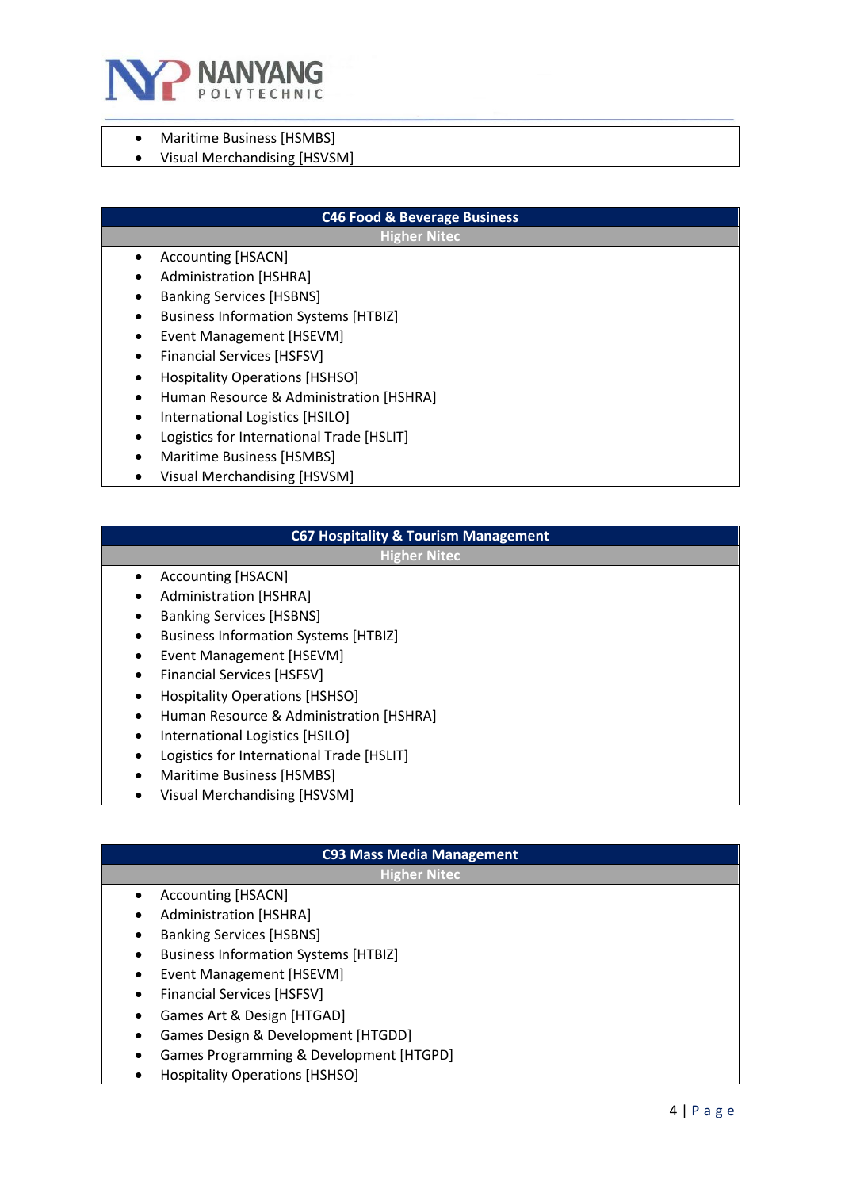- Maritime Business [HSMBS]
- Visual Merchandising [HSVSM]

## C46 Food & Beverage Business

### Higher Nitec

- Accounting [HSACN]
- Administration [HSHRA]
- Banking Services [HSBNS]
- Business Information Systems [HTBIZ]
- Event Management [HSEVM]
- Financial Services [HSFSV]
- Hospitality Operations [HSHSO]
- Human Resource & Administration [HSHRA]
- International Logistics [HSILO]
- Logistics for International Trade [HSLIT]
- Maritime Business [HSMBS]
- Visual Merchandising [HSVSM]

## C67 Hospitality & Tourism Management

### Higher Nitec

- Accounting [HSACN]
- Administration [HSHRA]
- Banking Services [HSBNS]
- Business Information Systems [HTBIZ]
- Event Management [HSEVM]
- Financial Services [HSFSV]
- Hospitality Operations [HSHSO]
- Human Resource & Administration [HSHRA]
- International Logistics [HSILO]
- Logistics for International Trade [HSLIT]
- Maritime Business [HSMBS]
- Visual Merchandising [HSVSM]

## C93 Mass Media Management

### Higher Nitec

- Accounting [HSACN]
- Administration [HSHRA]
- Banking Services [HSBNS]
- Business Information Systems [HTBIZ]
- Event Management [HSEVM]
- Financial Services [HSFSV]
- Games Art & Design [HTGAD]
- Games Design & Development [HTGDD]
- Games Programming & Development [HTGPD]
- Hospitality Operations [HSHSO]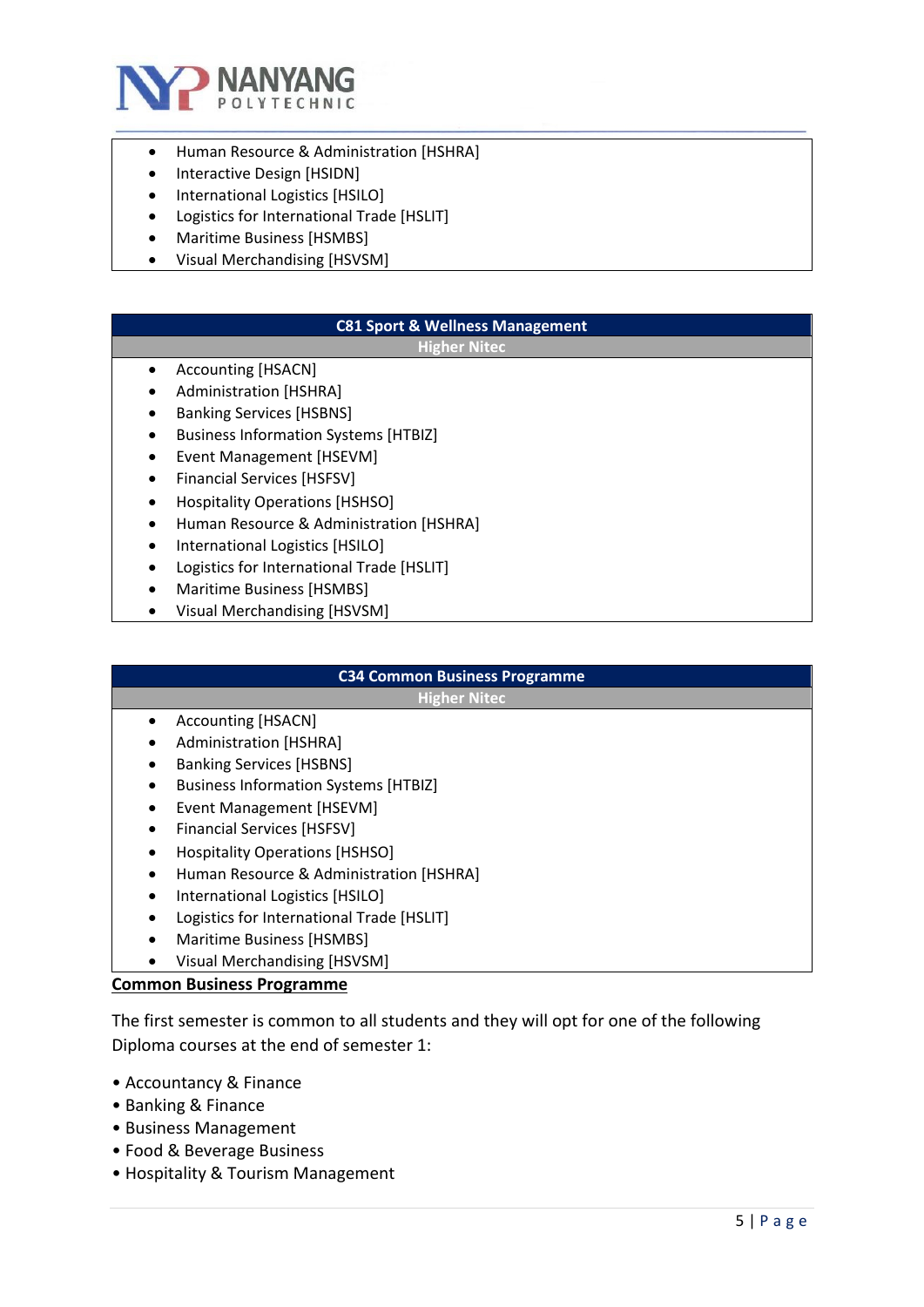- Human Resource & Administration [HSHRA]
- Interactive Design [HSIDN]
- International Logistics [HSILO]
- Logistics for International Trade [HSLIT]
- Maritime Business [HSMBS]
- Visual Merchandising [HSVSM]

| C81 Sport & Wellness Management |
|---|
| **Higher Nitec** |
| • Accounting [HSACN]<br>• Administration [HSHRA]<br>• Banking Services [HSBNS]<br>• Business Information Systems [HTBIZ]<br>• Event Management [HSEVM]<br>• Financial Services [HSFSV]<br>• Hospitality Operations [HSHSO]<br>• Human Resource & Administration [HSHRA]<br>• International Logistics [HSILO]<br>• Logistics for International Trade [HSLIT]<br>• Maritime Business [HSMBS]<br>• Visual Merchandising [HSVSM] |

| C34 Common Business Programme |
|---|
| **Higher Nitec** |
| • Accounting [HSACN]<br>• Administration [HSHRA]<br>• Banking Services [HSBNS]<br>• Business Information Systems [HTBIZ]<br>• Event Management [HSEVM]<br>• Financial Services [HSFSV]<br>• Hospitality Operations [HSHSO]<br>• Human Resource & Administration [HSHRA]<br>• International Logistics [HSILO]<br>• Logistics for International Trade [HSLIT]<br>• Maritime Business [HSMBS]<br>• Visual Merchandising [HSVSM] |

**Common Business Programme**

The first semester is common to all students and they will opt for one of the following Diploma courses at the end of semester 1:

- Accountancy & Finance
- Banking & Finance
- Business Management
- Food & Beverage Business
- Hospitality & Tourism Management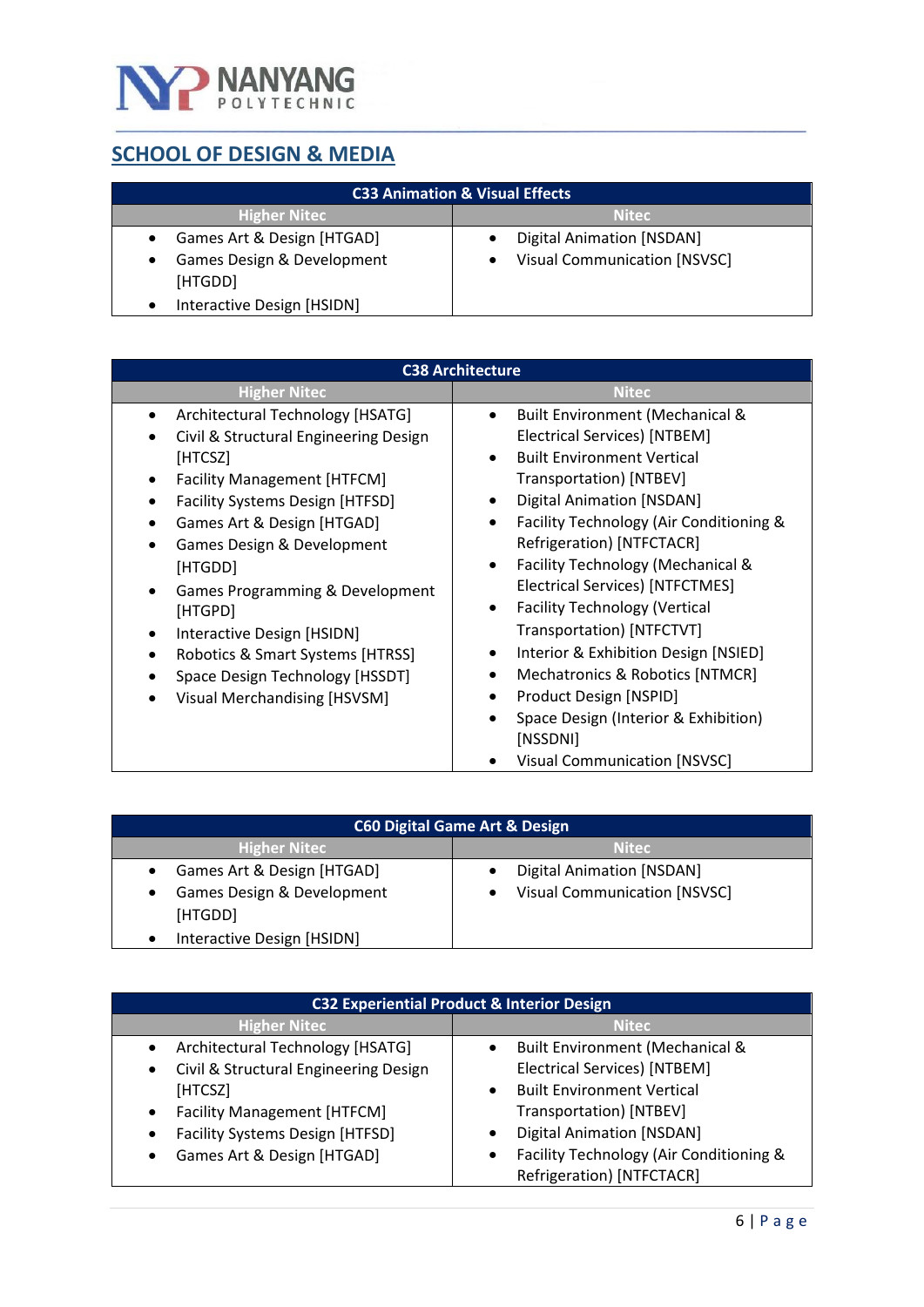## SCHOOL OF DESIGN & MEDIA

| C33 Animation & Visual Effects | |
|---|---|
| **Higher Nitec** | **Nitec** |
| • Games Art & Design [HTGAD]<br>• Games Design & Development [HTGDD]<br>• Interactive Design [HSIDN] | • Digital Animation [NSDAN]<br>• Visual Communication [NSVSC] |

| C38 Architecture | |
|---|---|
| **Higher Nitec** | **Nitec** |
| • Architectural Technology [HSATG]<br>• Civil & Structural Engineering Design [HTCSZ]<br>• Facility Management [HTFCM]<br>• Facility Systems Design [HTFSD]<br>• Games Art & Design [HTGAD]<br>• Games Design & Development [HTGDD]<br>• Games Programming & Development [HTGPD]<br>• Interactive Design [HSIDN]<br>• Robotics & Smart Systems [HTRSS]<br>• Space Design Technology [HSSDT]<br>• Visual Merchandising [HSVSM] | • Built Environment (Mechanical & Electrical Services) [NTBEM]<br>• Built Environment Vertical Transportation) [NTBEV]<br>• Digital Animation [NSDAN]<br>• Facility Technology (Air Conditioning & Refrigeration) [NTFCTACR]<br>• Facility Technology (Mechanical & Electrical Services) [NTFCTMES]<br>• Facility Technology (Vertical Transportation) [NTFCTVT]<br>• Interior & Exhibition Design [NSIED]<br>• Mechatronics & Robotics [NTMCR]<br>• Product Design [NSPID]<br>• Space Design (Interior & Exhibition) [NSSDNI]<br>• Visual Communication [NSVSC] |

| C60 Digital Game Art & Design | |
|---|---|
| **Higher Nitec** | **Nitec** |
| • Games Art & Design [HTGAD]<br>• Games Design & Development [HTGDD]<br>• Interactive Design [HSIDN] | • Digital Animation [NSDAN]<br>• Visual Communication [NSVSC] |

| C32 Experiential Product & Interior Design | |
|---|---|
| **Higher Nitec** | **Nitec** |
| • Architectural Technology [HSATG]<br>• Civil & Structural Engineering Design [HTCSZ]<br>• Facility Management [HTFCM]<br>• Facility Systems Design [HTFSD]<br>• Games Art & Design [HTGAD] | • Built Environment (Mechanical & Electrical Services) [NTBEM]<br>• Built Environment Vertical Transportation) [NTBEV]<br>• Digital Animation [NSDAN]<br>• Facility Technology (Air Conditioning & Refrigeration) [NTFCTACR] |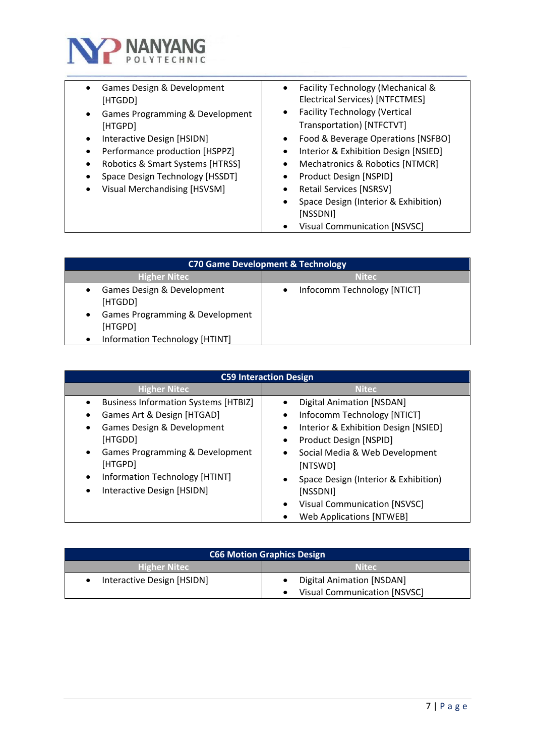| Higher Nitec | Nitec |
|---|---|
| • Games Design & Development [HTGDD]<br>• Games Programming & Development [HTGPD]<br>• Interactive Design [HSIDN]<br>• Performance production [HSPPZ]<br>• Robotics & Smart Systems [HTRSS]<br>• Space Design Technology [HSSDT]<br>• Visual Merchandising [HSVSM] | • Facility Technology (Mechanical & Electrical Services) [NTFCTMES]<br>• Facility Technology (Vertical Transportation) [NTFCTVT]<br>• Food & Beverage Operations [NSFBO]<br>• Interior & Exhibition Design [NSIED]<br>• Mechatronics & Robotics [NTMCR]<br>• Product Design [NSPID]<br>• Retail Services [NSRSV]<br>• Space Design (Interior & Exhibition) [NSSDNI]<br>• Visual Communication [NSVSC] |

| C70 Game Development & Technology | |
|---|---|
| **Higher Nitec** | **Nitec** |
| • Games Design & Development [HTGDD]<br>• Games Programming & Development [HTGPD]<br>• Information Technology [HTINT] | • Infocomm Technology [NTICT] |

| C59 Interaction Design | |
|---|---|
| **Higher Nitec** | **Nitec** |
| • Business Information Systems [HTBIZ]<br>• Games Art & Design [HTGAD]<br>• Games Design & Development [HTGDD]<br>• Games Programming & Development [HTGPD]<br>• Information Technology [HTINT]<br>• Interactive Design [HSIDN] | • Digital Animation [NSDAN]<br>• Infocomm Technology [NTICT]<br>• Interior & Exhibition Design [NSIED]<br>• Product Design [NSPID]<br>• Social Media & Web Development [NTSWD]<br>• Space Design (Interior & Exhibition) [NSSDNI]<br>• Visual Communication [NSVSC]<br>• Web Applications [NTWEB] |

| C66 Motion Graphics Design | |
|---|---|
| **Higher Nitec** | **Nitec** |
| • Interactive Design [HSIDN] | • Digital Animation [NSDAN]<br>• Visual Communication [NSVSC] |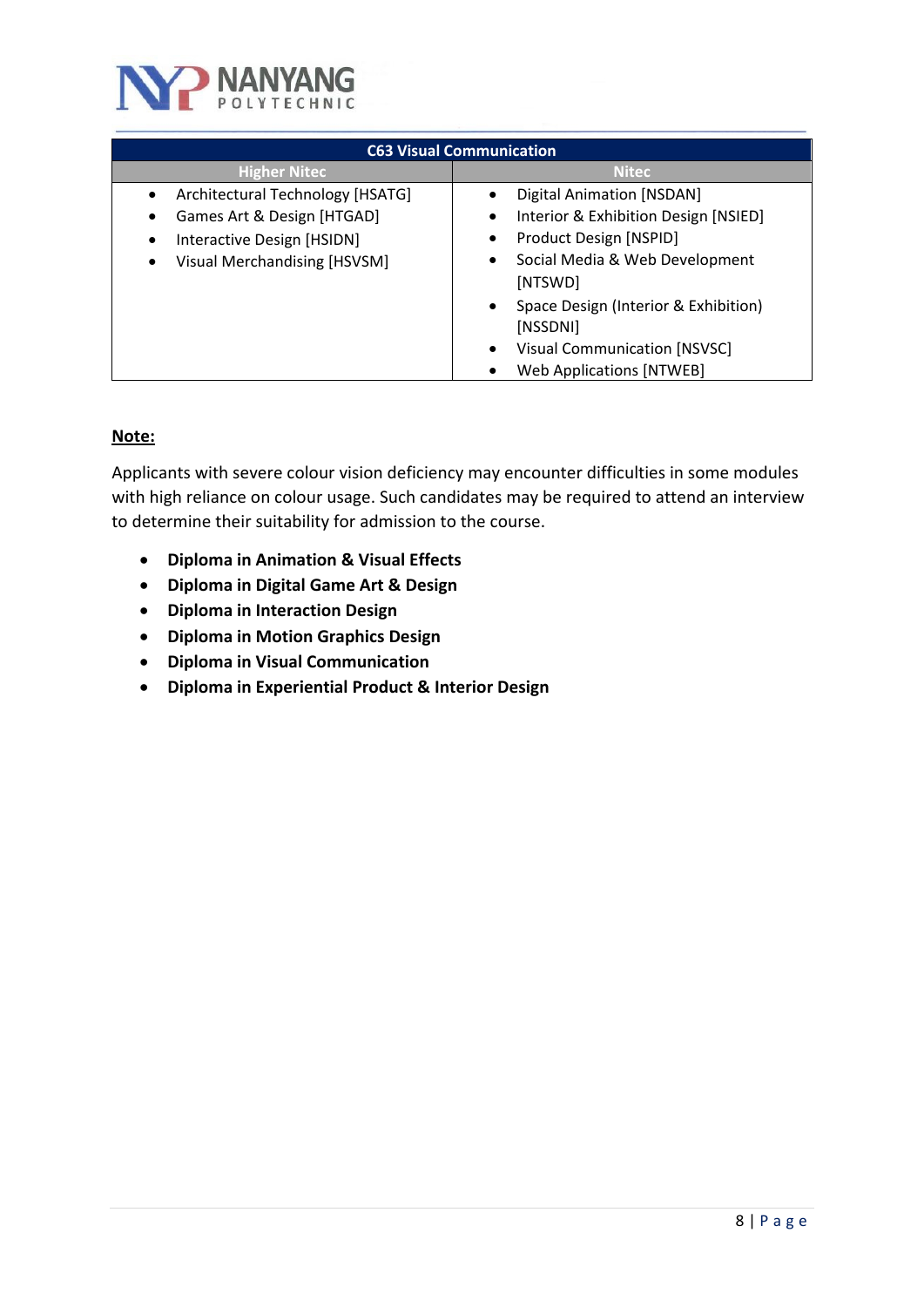| C63 Visual Communication | |
|---|---|
| **Higher Nitec** | **Nitec** |
| • Architectural Technology [HSATG]<br>• Games Art & Design [HTGAD]<br>• Interactive Design [HSIDN]<br>• Visual Merchandising [HSVSM] | • Digital Animation [NSDAN]<br>• Interior & Exhibition Design [NSIED]<br>• Product Design [NSPID]<br>• Social Media & Web Development [NTSWD]<br>• Space Design (Interior & Exhibition) [NSSDNI]<br>• Visual Communication [NSVSC]<br>• Web Applications [NTWEB] |

**Note:**

Applicants with severe colour vision deficiency may encounter difficulties in some modules with high reliance on colour usage. Such candidates may be required to attend an interview to determine their suitability for admission to the course.

- **Diploma in Animation & Visual Effects**
- **Diploma in Digital Game Art & Design**
- **Diploma in Interaction Design**
- **Diploma in Motion Graphics Design**
- **Diploma in Visual Communication**
- **Diploma in Experiential Product & Interior Design**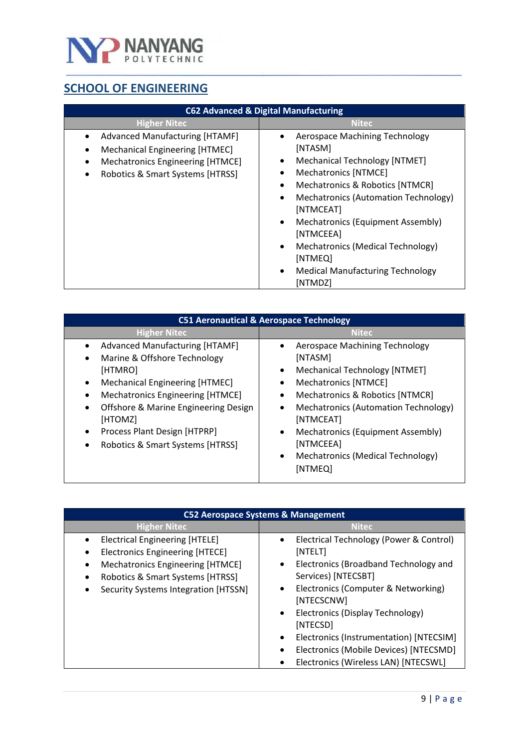## SCHOOL OF ENGINEERING

| C62 Advanced & Digital Manufacturing | |
|---|---|
| **Higher Nitec** | **Nitec** |
| • Advanced Manufacturing [HTAMF]<br>• Mechanical Engineering [HTMEC]<br>• Mechatronics Engineering [HTMCE]<br>• Robotics & Smart Systems [HTRSS] | • Aerospace Machining Technology [NTASM]<br>• Mechanical Technology [NTMET]<br>• Mechatronics [NTMCE]<br>• Mechatronics & Robotics [NTMCR]<br>• Mechatronics (Automation Technology) [NTMCEAT]<br>• Mechatronics (Equipment Assembly) [NTMCEEA]<br>• Mechatronics (Medical Technology) [NTMEQ]<br>• Medical Manufacturing Technology [NTMDZ] |

| C51 Aeronautical & Aerospace Technology | |
|---|---|
| **Higher Nitec** | **Nitec** |
| • Advanced Manufacturing [HTAMF]<br>• Marine & Offshore Technology [HTMRO]<br>• Mechanical Engineering [HTMEC]<br>• Mechatronics Engineering [HTMCE]<br>• Offshore & Marine Engineering Design [HTOMZ]<br>• Process Plant Design [HTPRP]<br>• Robotics & Smart Systems [HTRSS] | • Aerospace Machining Technology [NTASM]<br>• Mechanical Technology [NTMET]<br>• Mechatronics [NTMCE]<br>• Mechatronics & Robotics [NTMCR]<br>• Mechatronics (Automation Technology) [NTMCEAT]<br>• Mechatronics (Equipment Assembly) [NTMCEEA]<br>• Mechatronics (Medical Technology) [NTMEQ] |

| C52 Aerospace Systems & Management | |
|---|---|
| **Higher Nitec** | **Nitec** |
| • Electrical Engineering [HTELE]<br>• Electronics Engineering [HTECE]<br>• Mechatronics Engineering [HTMCE]<br>• Robotics & Smart Systems [HTRSS]<br>• Security Systems Integration [HTSSN] | • Electrical Technology (Power & Control) [NTELT]<br>• Electronics (Broadband Technology and Services) [NTECSBT]<br>• Electronics (Computer & Networking) [NTECSCNW]<br>• Electronics (Display Technology) [NTECSD]<br>• Electronics (Instrumentation) [NTECSIM]<br>• Electronics (Mobile Devices) [NTECSMD]<br>• Electronics (Wireless LAN) [NTECSWL] |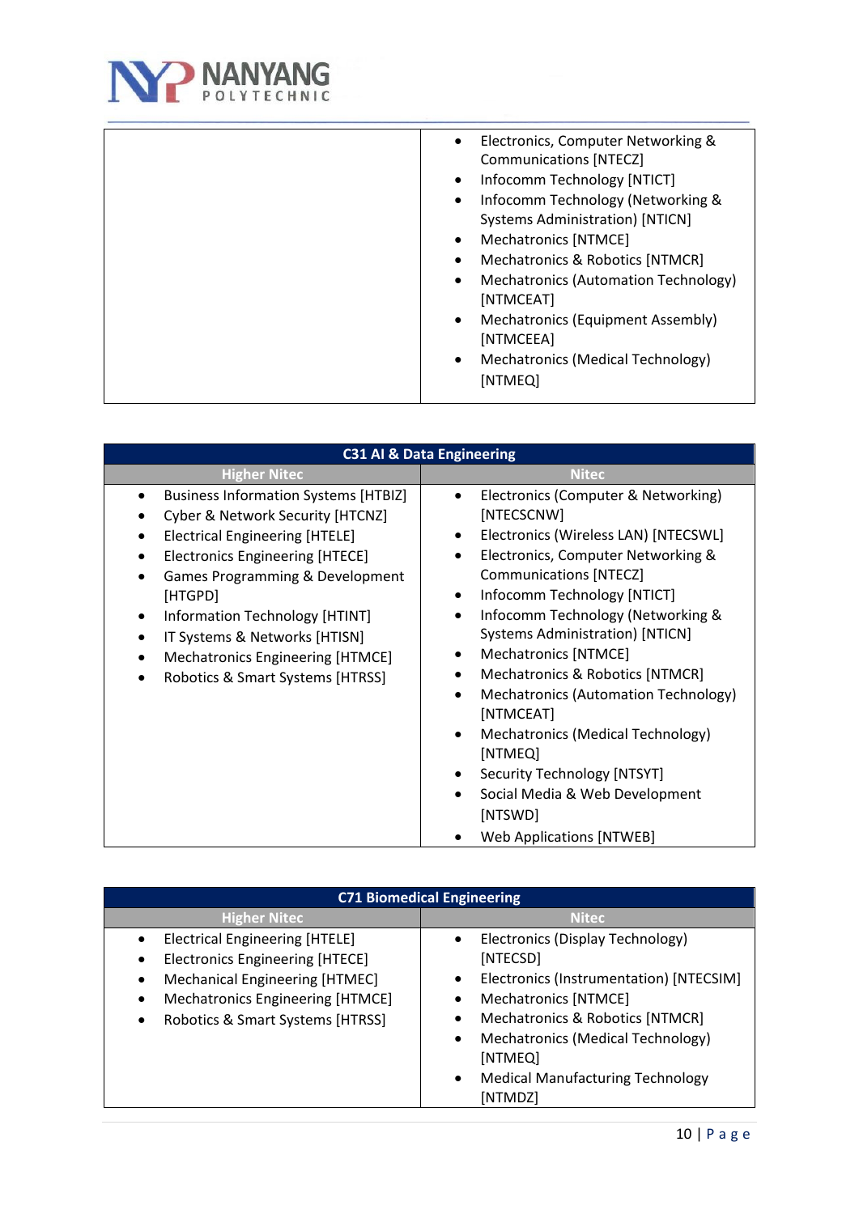| | |
|---|---|
| | • Electronics, Computer Networking & Communications [NTECZ]<br>• Infocomm Technology [NTICT]<br>• Infocomm Technology (Networking & Systems Administration) [NTICN]<br>• Mechatronics [NTMCE]<br>• Mechatronics & Robotics [NTMCR]<br>• Mechatronics (Automation Technology) [NTMCEAT]<br>• Mechatronics (Equipment Assembly) [NTMCEEA]<br>• Mechatronics (Medical Technology) [NTMEQ] |

| C31 AI & Data Engineering | |
|---|---|
| **Higher Nitec** | **Nitec** |
| • Business Information Systems [HTBIZ]<br>• Cyber & Network Security [HTCNZ]<br>• Electrical Engineering [HTELE]<br>• Electronics Engineering [HTECE]<br>• Games Programming & Development [HTGPD]<br>• Information Technology [HTINT]<br>• IT Systems & Networks [HTISN]<br>• Mechatronics Engineering [HTMCE]<br>• Robotics & Smart Systems [HTRSS] | • Electronics (Computer & Networking) [NTECSCNW]<br>• Electronics (Wireless LAN) [NTECSWL]<br>• Electronics, Computer Networking & Communications [NTECZ]<br>• Infocomm Technology [NTICT]<br>• Infocomm Technology (Networking & Systems Administration) [NTICN]<br>• Mechatronics [NTMCE]<br>• Mechatronics & Robotics [NTMCR]<br>• Mechatronics (Automation Technology) [NTMCEAT]<br>• Mechatronics (Medical Technology) [NTMEQ]<br>• Security Technology [NTSYT]<br>• Social Media & Web Development [NTSWD]<br>• Web Applications [NTWEB] |

| C71 Biomedical Engineering | |
|---|---|
| **Higher Nitec** | **Nitec** |
| • Electrical Engineering [HTELE]<br>• Electronics Engineering [HTECE]<br>• Mechanical Engineering [HTMEC]<br>• Mechatronics Engineering [HTMCE]<br>• Robotics & Smart Systems [HTRSS] | • Electronics (Display Technology) [NTECSD]<br>• Electronics (Instrumentation) [NTECSIM]<br>• Mechatronics [NTMCE]<br>• Mechatronics & Robotics [NTMCR]<br>• Mechatronics (Medical Technology) [NTMEQ]<br>• Medical Manufacturing Technology [NTMDZ] |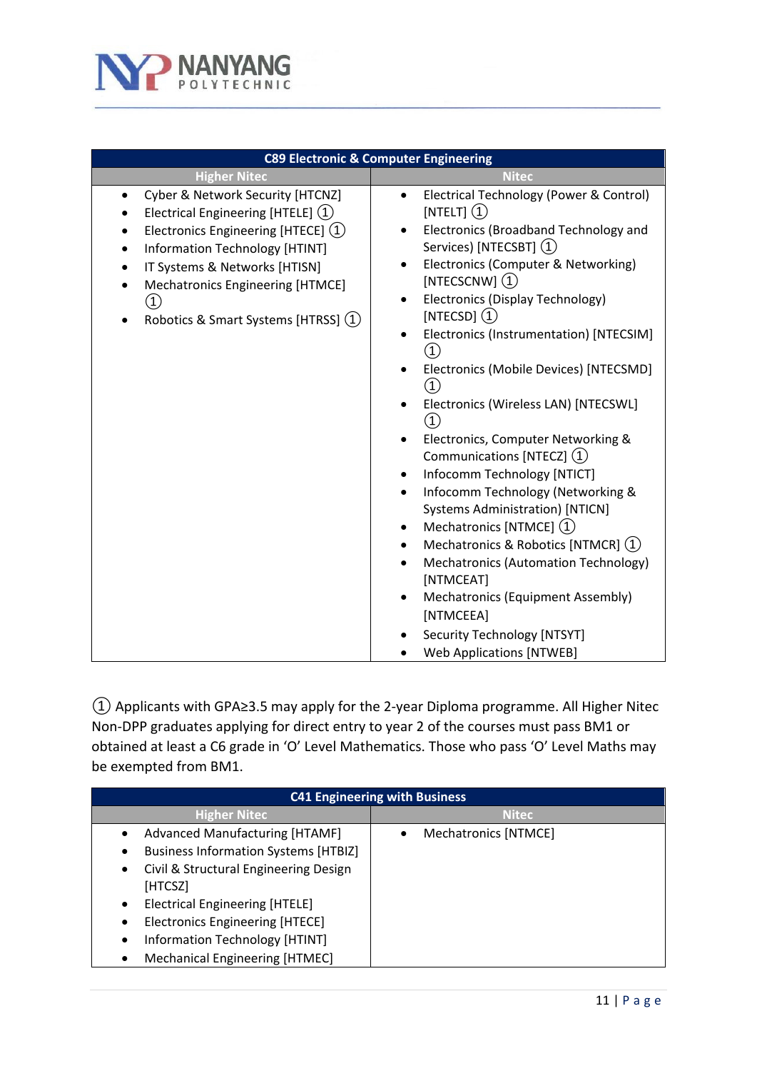| C89 Electronic & Computer Engineering | |
|---|---|
| **Higher Nitec** | **Nitec** |
| • Cyber & Network Security [HTCNZ]<br>• Electrical Engineering [HTELE] ①<br>• Electronics Engineering [HTECE] ①<br>• Information Technology [HTINT]<br>• IT Systems & Networks [HTISN]<br>• Mechatronics Engineering [HTMCE] ①<br>• Robotics & Smart Systems [HTRSS] ① | • Electrical Technology (Power & Control) [NTELT] ①<br>• Electronics (Broadband Technology and Services) [NTECSBT] ①<br>• Electronics (Computer & Networking) [NTECSCNW] ①<br>• Electronics (Display Technology) [NTECSD] ①<br>• Electronics (Instrumentation) [NTECSIM] ①<br>• Electronics (Mobile Devices) [NTECSMD] ①<br>• Electronics (Wireless LAN) [NTECSWL] ①<br>• Electronics, Computer Networking & Communications [NTECZ] ①<br>• Infocomm Technology [NTICT]<br>• Infocomm Technology (Networking & Systems Administration) [NTICN]<br>• Mechatronics [NTMCE] ①<br>• Mechatronics & Robotics [NTMCR] ①<br>• Mechatronics (Automation Technology) [NTMCEAT]<br>• Mechatronics (Equipment Assembly) [NTMCEEA]<br>• Security Technology [NTSYT]<br>• Web Applications [NTWEB] |

① Applicants with GPA≥3.5 may apply for the 2-year Diploma programme. All Higher Nitec Non-DPP graduates applying for direct entry to year 2 of the courses must pass BM1 or obtained at least a C6 grade in 'O' Level Mathematics. Those who pass 'O' Level Maths may be exempted from BM1.

| C41 Engineering with Business | |
|---|---|
| **Higher Nitec** | **Nitec** |
| • Advanced Manufacturing [HTAMF]<br>• Business Information Systems [HTBIZ]<br>• Civil & Structural Engineering Design [HTCSZ]<br>• Electrical Engineering [HTELE]<br>• Electronics Engineering [HTECE]<br>• Information Technology [HTINT]<br>• Mechanical Engineering [HTMEC] | • Mechatronics [NTMCE] |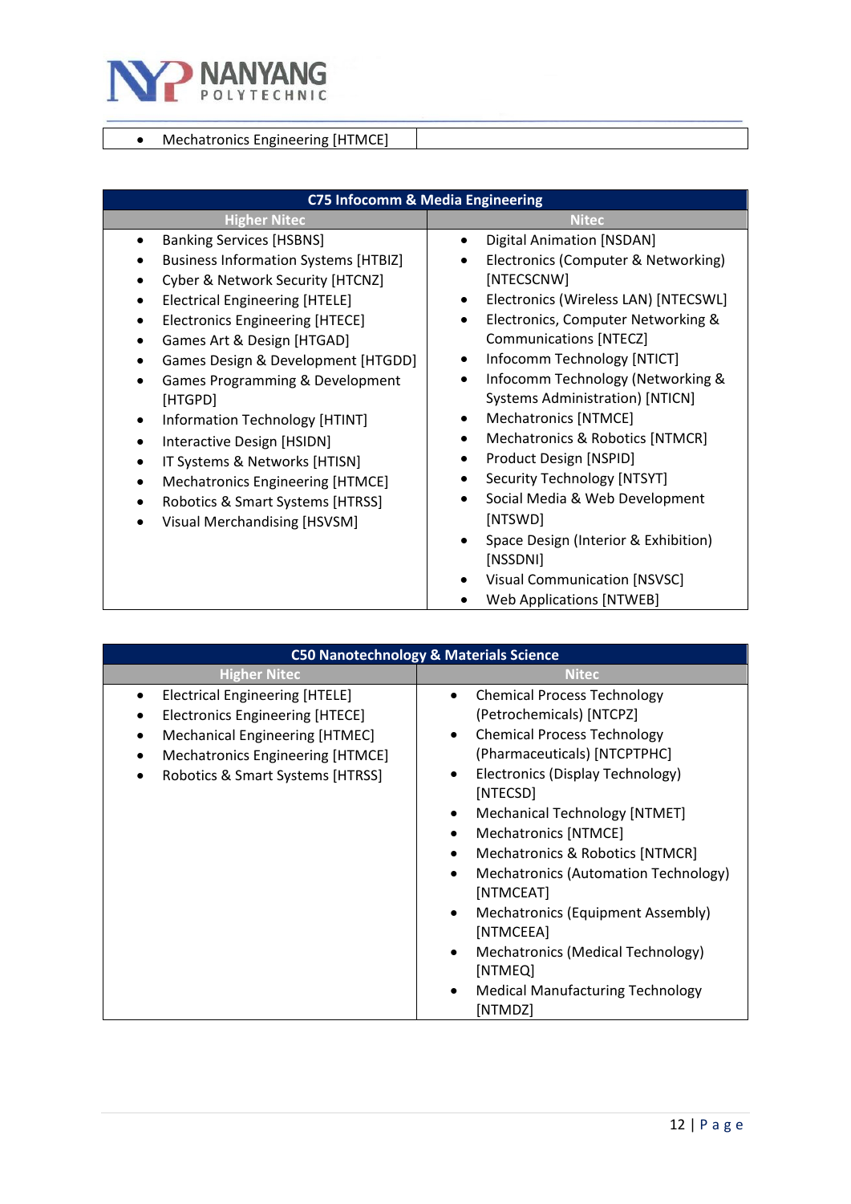| | |
|---|---|
| • Mechatronics Engineering [HTMCE] | |

| C75 Infocomm & Media Engineering | |
|---|---|
| **Higher Nitec** | **Nitec** |
| • Banking Services [HSBNS]<br>• Business Information Systems [HTBIZ]<br>• Cyber & Network Security [HTCNZ]<br>• Electrical Engineering [HTELE]<br>• Electronics Engineering [HTECE]<br>• Games Art & Design [HTGAD]<br>• Games Design & Development [HTGDD]<br>• Games Programming & Development [HTGPD]<br>• Information Technology [HTINT]<br>• Interactive Design [HSIDN]<br>• IT Systems & Networks [HTISN]<br>• Mechatronics Engineering [HTMCE]<br>• Robotics & Smart Systems [HTRSS]<br>• Visual Merchandising [HSVSM] | • Digital Animation [NSDAN]<br>• Electronics (Computer & Networking) [NTECSCNW]<br>• Electronics (Wireless LAN) [NTECSWL]<br>• Electronics, Computer Networking & Communications [NTECZ]<br>• Infocomm Technology [NTICT]<br>• Infocomm Technology (Networking & Systems Administration) [NTICN]<br>• Mechatronics [NTMCE]<br>• Mechatronics & Robotics [NTMCR]<br>• Product Design [NSPID]<br>• Security Technology [NTSYT]<br>• Social Media & Web Development [NTSWD]<br>• Space Design (Interior & Exhibition) [NSSDNI]<br>• Visual Communication [NSVSC]<br>• Web Applications [NTWEB] |

| C50 Nanotechnology & Materials Science | |
|---|---|
| **Higher Nitec** | **Nitec** |
| • Electrical Engineering [HTELE]<br>• Electronics Engineering [HTECE]<br>• Mechanical Engineering [HTMEC]<br>• Mechatronics Engineering [HTMCE]<br>• Robotics & Smart Systems [HTRSS] | • Chemical Process Technology (Petrochemicals) [NTCPZ]<br>• Chemical Process Technology (Pharmaceuticals) [NTCPTPHC]<br>• Electronics (Display Technology) [NTECSD]<br>• Mechanical Technology [NTMET]<br>• Mechatronics [NTMCE]<br>• Mechatronics & Robotics [NTMCR]<br>• Mechatronics (Automation Technology) [NTMCEAT]<br>• Mechatronics (Equipment Assembly) [NTMCEEA]<br>• Mechatronics (Medical Technology) [NTMEQ]<br>• Medical Manufacturing Technology [NTMDZ] |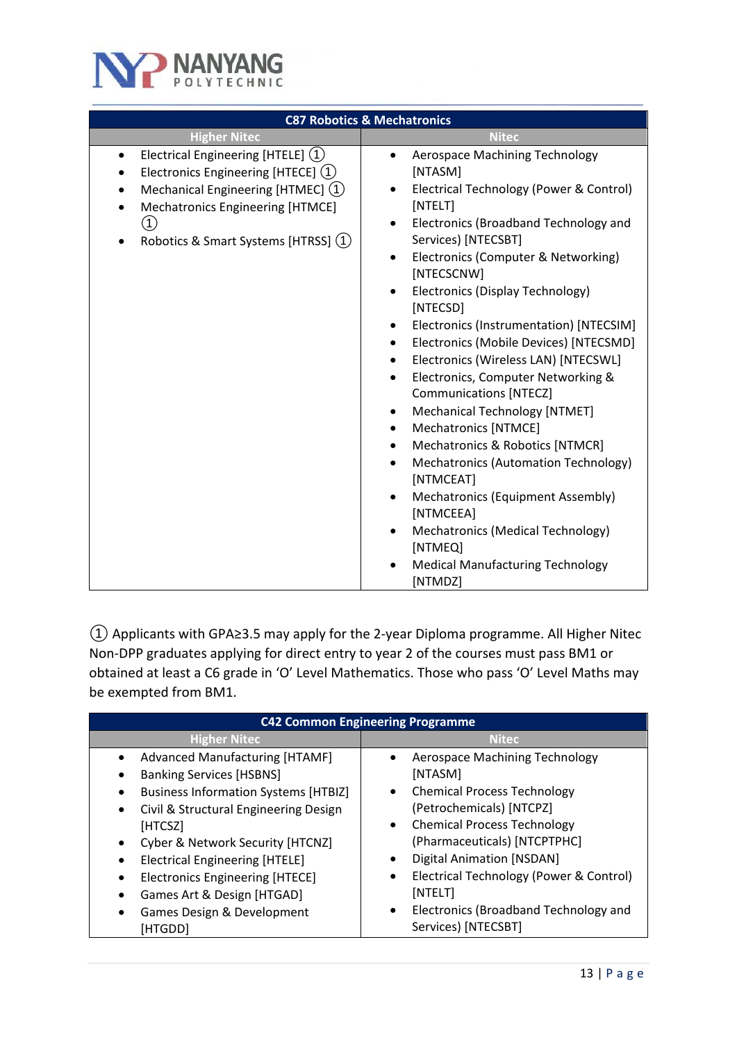| C87 Robotics & Mechatronics | |
|---|---|
| **Higher Nitec** | **Nitec** |
| • Electrical Engineering [HTELE] ①<br>• Electronics Engineering [HTECE] ①<br>• Mechanical Engineering [HTMEC] ①<br>• Mechatronics Engineering [HTMCE] ①<br>• Robotics & Smart Systems [HTRSS] ① | • Aerospace Machining Technology [NTASM]<br>• Electrical Technology (Power & Control) [NTELT]<br>• Electronics (Broadband Technology and Services) [NTECSBT]<br>• Electronics (Computer & Networking) [NTECSCNW]<br>• Electronics (Display Technology) [NTECSD]<br>• Electronics (Instrumentation) [NTECSIM]<br>• Electronics (Mobile Devices) [NTECSMD]<br>• Electronics (Wireless LAN) [NTECSWL]<br>• Electronics, Computer Networking & Communications [NTECZ]<br>• Mechanical Technology [NTMET]<br>• Mechatronics [NTMCE]<br>• Mechatronics & Robotics [NTMCR]<br>• Mechatronics (Automation Technology) [NTMCEAT]<br>• Mechatronics (Equipment Assembly) [NTMCEEA]<br>• Mechatronics (Medical Technology) [NTMEQ]<br>• Medical Manufacturing Technology [NTMDZ] |

① Applicants with GPA≥3.5 may apply for the 2-year Diploma programme. All Higher Nitec Non-DPP graduates applying for direct entry to year 2 of the courses must pass BM1 or obtained at least a C6 grade in 'O' Level Mathematics. Those who pass 'O' Level Maths may be exempted from BM1.

| C42 Common Engineering Programme | |
|---|---|
| **Higher Nitec** | **Nitec** |
| • Advanced Manufacturing [HTAMF]<br>• Banking Services [HSBNS]<br>• Business Information Systems [HTBIZ]<br>• Civil & Structural Engineering Design [HTCSZ]<br>• Cyber & Network Security [HTCNZ]<br>• Electrical Engineering [HTELE]<br>• Electronics Engineering [HTECE]<br>• Games Art & Design [HTGAD]<br>• Games Design & Development [HTGDD] | • Aerospace Machining Technology [NTASM]<br>• Chemical Process Technology (Petrochemicals) [NTCPZ]<br>• Chemical Process Technology (Pharmaceuticals) [NTCPTPHC]<br>• Digital Animation [NSDAN]<br>• Electrical Technology (Power & Control) [NTELT]<br>• Electronics (Broadband Technology and Services) [NTECSBT] |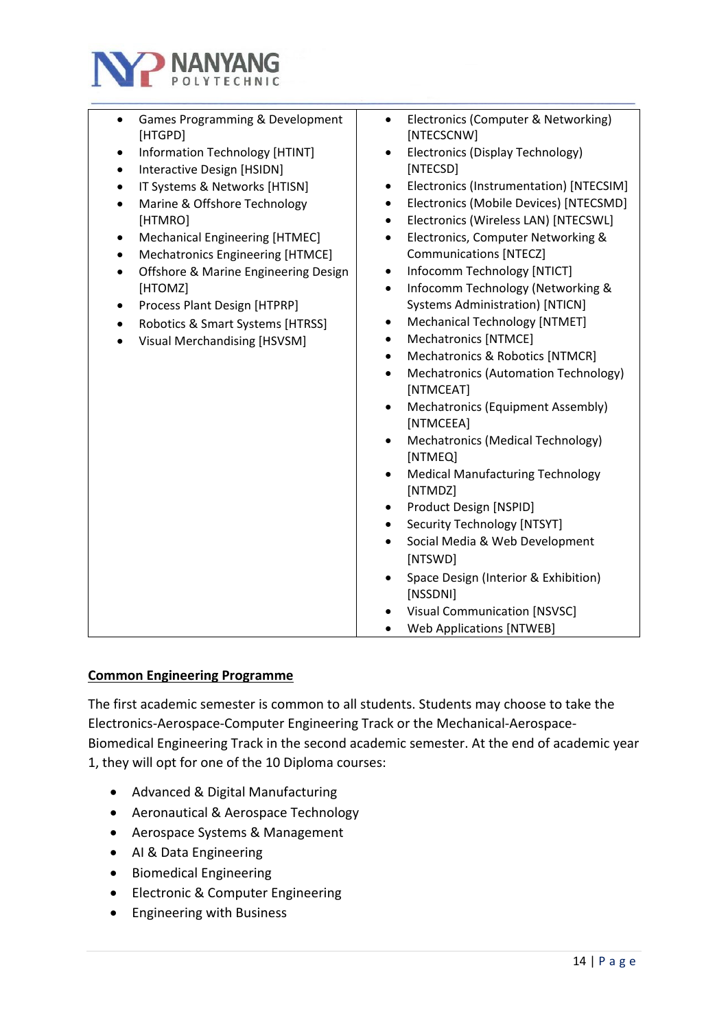| | |
|---|---|
| • Games Programming & Development [HTGPD]<br>• Information Technology [HTINT]<br>• Interactive Design [HSIDN]<br>• IT Systems & Networks [HTISN]<br>• Marine & Offshore Technology [HTMRO]<br>• Mechanical Engineering [HTMEC]<br>• Mechatronics Engineering [HTMCE]<br>• Offshore & Marine Engineering Design [HTOMZ]<br>• Process Plant Design [HTPRP]<br>• Robotics & Smart Systems [HTRSS]<br>• Visual Merchandising [HSVSM] | • Electronics (Computer & Networking) [NTECSCNW]<br>• Electronics (Display Technology) [NTECSD]<br>• Electronics (Instrumentation) [NTECSIM]<br>• Electronics (Mobile Devices) [NTECSMD]<br>• Electronics (Wireless LAN) [NTECSWL]<br>• Electronics, Computer Networking & Communications [NTECZ]<br>• Infocomm Technology [NTICT]<br>• Infocomm Technology (Networking & Systems Administration) [NTICN]<br>• Mechanical Technology [NTMET]<br>• Mechatronics [NTMCE]<br>• Mechatronics & Robotics [NTMCR]<br>• Mechatronics (Automation Technology) [NTMCEAT]<br>• Mechatronics (Equipment Assembly) [NTMCEEA]<br>• Mechatronics (Medical Technology) [NTMEQ]<br>• Medical Manufacturing Technology [NTMDZ]<br>• Product Design [NSPID]<br>• Security Technology [NTSYT]<br>• Social Media & Web Development [NTSWD]<br>• Space Design (Interior & Exhibition) [NSSDNI]<br>• Visual Communication [NSVSC]<br>• Web Applications [NTWEB] |

**Common Engineering Programme**

The first academic semester is common to all students. Students may choose to take the Electronics-Aerospace-Computer Engineering Track or the Mechanical-Aerospace-Biomedical Engineering Track in the second academic semester. At the end of academic year 1, they will opt for one of the 10 Diploma courses:

- Advanced & Digital Manufacturing
- Aeronautical & Aerospace Technology
- Aerospace Systems & Management
- AI & Data Engineering
- Biomedical Engineering
- Electronic & Computer Engineering
- Engineering with Business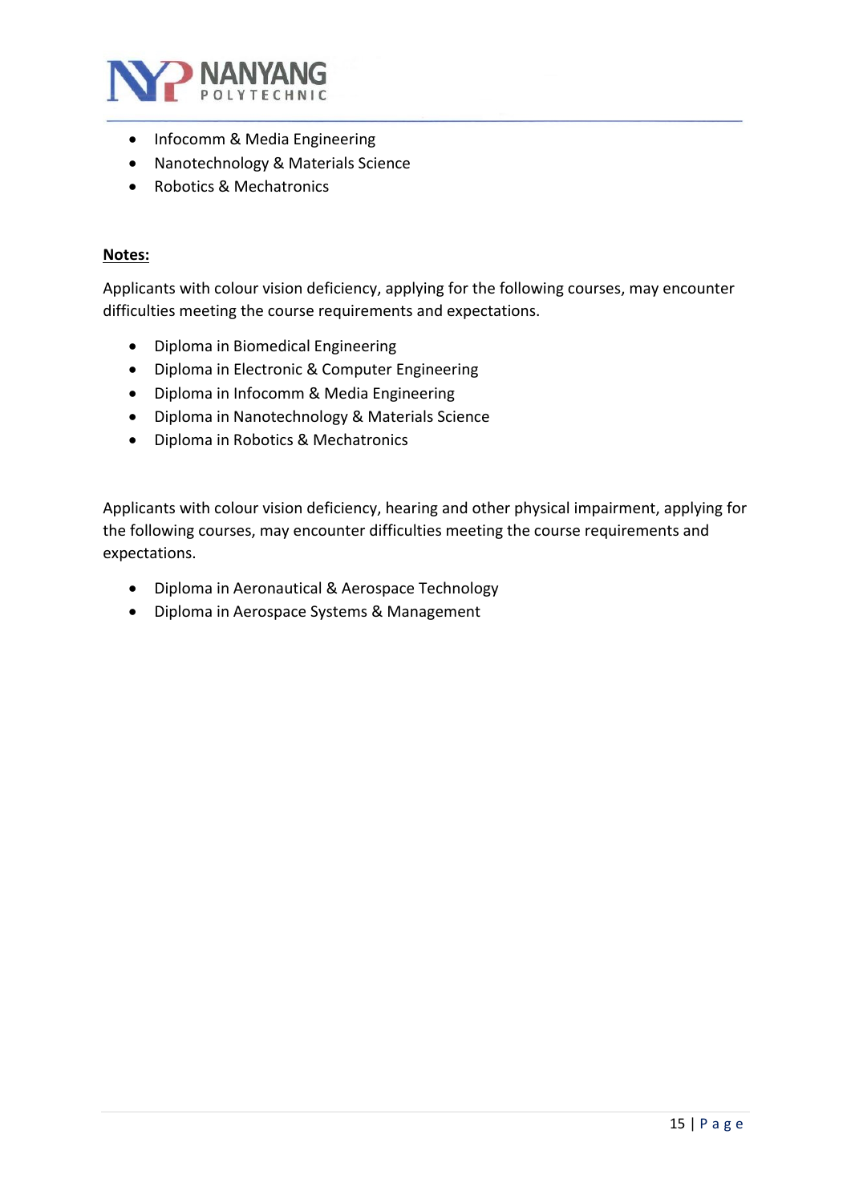- Infocomm & Media Engineering
- Nanotechnology & Materials Science
- Robotics & Mechatronics

**Notes:**

Applicants with colour vision deficiency, applying for the following courses, may encounter difficulties meeting the course requirements and expectations.

- Diploma in Biomedical Engineering
- Diploma in Electronic & Computer Engineering
- Diploma in Infocomm & Media Engineering
- Diploma in Nanotechnology & Materials Science
- Diploma in Robotics & Mechatronics

Applicants with colour vision deficiency, hearing and other physical impairment, applying for the following courses, may encounter difficulties meeting the course requirements and expectations.

- Diploma in Aeronautical & Aerospace Technology
- Diploma in Aerospace Systems & Management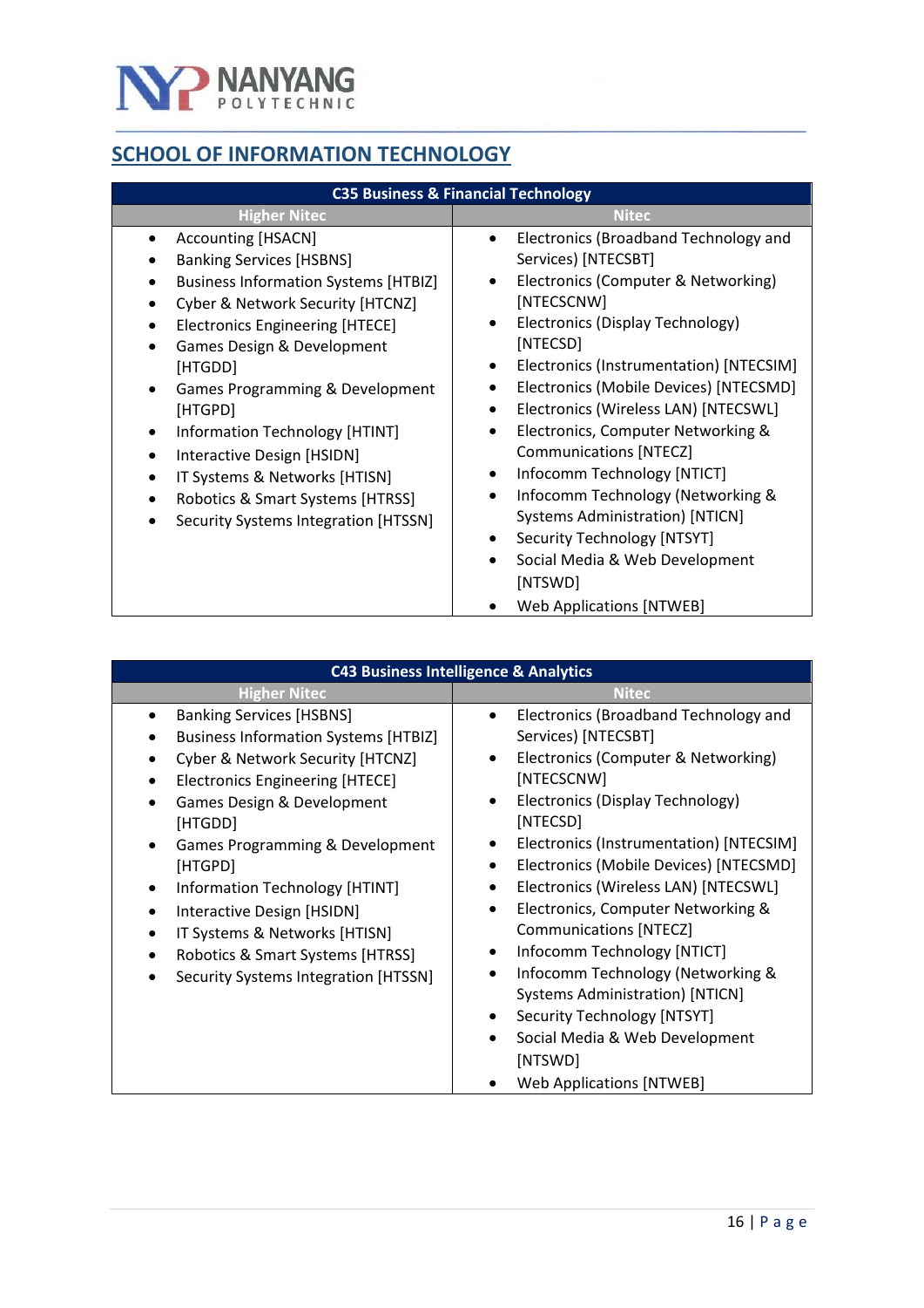## SCHOOL OF INFORMATION TECHNOLOGY

| C35 Business & Financial Technology | |
|---|---|
| **Higher Nitec** | **Nitec** |
| • Accounting [HSACN]<br>• Banking Services [HSBNS]<br>• Business Information Systems [HTBIZ]<br>• Cyber & Network Security [HTCNZ]<br>• Electronics Engineering [HTECE]<br>• Games Design & Development [HTGDD]<br>• Games Programming & Development [HTGPD]<br>• Information Technology [HTINT]<br>• Interactive Design [HSIDN]<br>• IT Systems & Networks [HTISN]<br>• Robotics & Smart Systems [HTRSS]<br>• Security Systems Integration [HTSSN] | • Electronics (Broadband Technology and Services) [NTECSBT]<br>• Electronics (Computer & Networking) [NTECSCNW]<br>• Electronics (Display Technology) [NTECSD]<br>• Electronics (Instrumentation) [NTECSIM]<br>• Electronics (Mobile Devices) [NTECSMD]<br>• Electronics (Wireless LAN) [NTECSWL]<br>• Electronics, Computer Networking & Communications [NTECZ]<br>• Infocomm Technology [NTICT]<br>• Infocomm Technology (Networking & Systems Administration) [NTICN]<br>• Security Technology [NTSYT]<br>• Social Media & Web Development [NTSWD]<br>• Web Applications [NTWEB] |

| C43 Business Intelligence & Analytics | |
|---|---|
| **Higher Nitec** | **Nitec** |
| • Banking Services [HSBNS]<br>• Business Information Systems [HTBIZ]<br>• Cyber & Network Security [HTCNZ]<br>• Electronics Engineering [HTECE]<br>• Games Design & Development [HTGDD]<br>• Games Programming & Development [HTGPD]<br>• Information Technology [HTINT]<br>• Interactive Design [HSIDN]<br>• IT Systems & Networks [HTISN]<br>• Robotics & Smart Systems [HTRSS]<br>• Security Systems Integration [HTSSN] | • Electronics (Broadband Technology and Services) [NTECSBT]<br>• Electronics (Computer & Networking) [NTECSCNW]<br>• Electronics (Display Technology) [NTECSD]<br>• Electronics (Instrumentation) [NTECSIM]<br>• Electronics (Mobile Devices) [NTECSMD]<br>• Electronics (Wireless LAN) [NTECSWL]<br>• Electronics, Computer Networking & Communications [NTECZ]<br>• Infocomm Technology [NTICT]<br>• Infocomm Technology (Networking & Systems Administration) [NTICN]<br>• Security Technology [NTSYT]<br>• Social Media & Web Development [NTSWD]<br>• Web Applications [NTWEB] |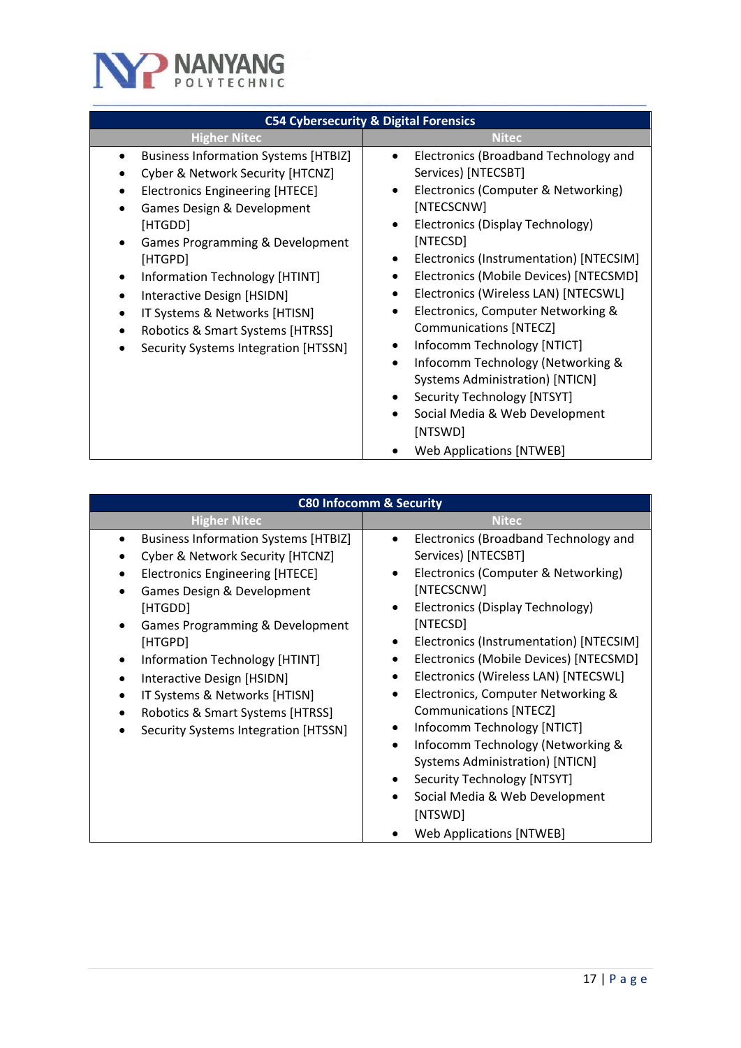| C54 Cybersecurity & Digital Forensics | |
|---|---|
| **Higher Nitec** | **Nitec** |
| • Business Information Systems [HTBIZ]<br>• Cyber & Network Security [HTCNZ]<br>• Electronics Engineering [HTECE]<br>• Games Design & Development [HTGDD]<br>• Games Programming & Development [HTGPD]<br>• Information Technology [HTINT]<br>• Interactive Design [HSIDN]<br>• IT Systems & Networks [HTISN]<br>• Robotics & Smart Systems [HTRSS]<br>• Security Systems Integration [HTSSN] | • Electronics (Broadband Technology and Services) [NTECSBT]<br>• Electronics (Computer & Networking) [NTECSCNW]<br>• Electronics (Display Technology) [NTECSD]<br>• Electronics (Instrumentation) [NTECSIM]<br>• Electronics (Mobile Devices) [NTECSMD]<br>• Electronics (Wireless LAN) [NTECSWL]<br>• Electronics, Computer Networking & Communications [NTECZ]<br>• Infocomm Technology [NTICT]<br>• Infocomm Technology (Networking & Systems Administration) [NTICN]<br>• Security Technology [NTSYT]<br>• Social Media & Web Development [NTSWD]<br>• Web Applications [NTWEB] |

| C80 Infocomm & Security | |
|---|---|
| **Higher Nitec** | **Nitec** |
| • Business Information Systems [HTBIZ]<br>• Cyber & Network Security [HTCNZ]<br>• Electronics Engineering [HTECE]<br>• Games Design & Development [HTGDD]<br>• Games Programming & Development [HTGPD]<br>• Information Technology [HTINT]<br>• Interactive Design [HSIDN]<br>• IT Systems & Networks [HTISN]<br>• Robotics & Smart Systems [HTRSS]<br>• Security Systems Integration [HTSSN] | • Electronics (Broadband Technology and Services) [NTECSBT]<br>• Electronics (Computer & Networking) [NTECSCNW]<br>• Electronics (Display Technology) [NTECSD]<br>• Electronics (Instrumentation) [NTECSIM]<br>• Electronics (Mobile Devices) [NTECSMD]<br>• Electronics (Wireless LAN) [NTECSWL]<br>• Electronics, Computer Networking & Communications [NTECZ]<br>• Infocomm Technology [NTICT]<br>• Infocomm Technology (Networking & Systems Administration) [NTICN]<br>• Security Technology [NTSYT]<br>• Social Media & Web Development [NTSWD]<br>• Web Applications [NTWEB] |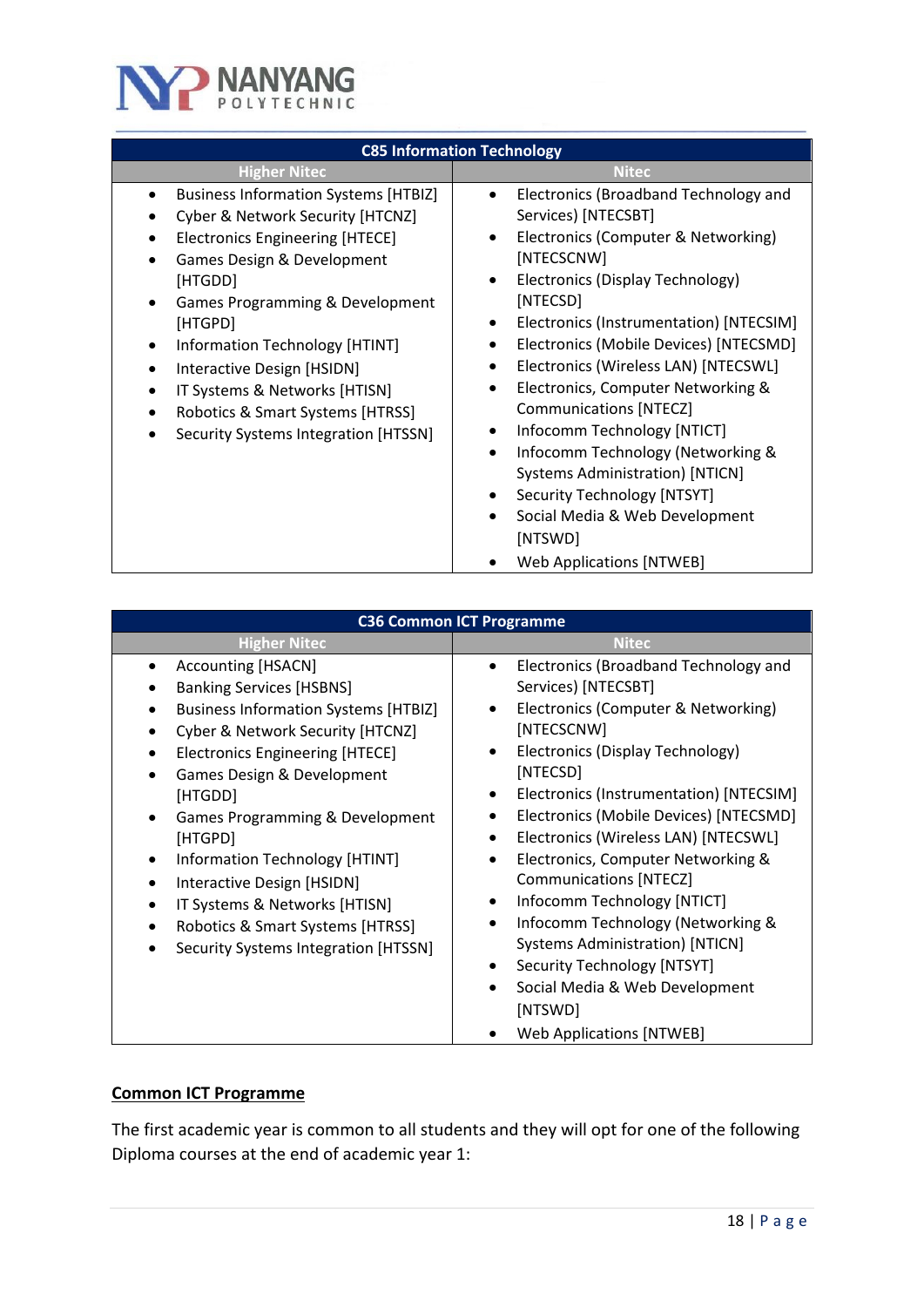| C85 Information Technology | |
|---|---|
| **Higher Nitec** | **Nitec** |
| • Business Information Systems [HTBIZ]<br>• Cyber & Network Security [HTCNZ]<br>• Electronics Engineering [HTECE]<br>• Games Design & Development [HTGDD]<br>• Games Programming & Development [HTGPD]<br>• Information Technology [HTINT]<br>• Interactive Design [HSIDN]<br>• IT Systems & Networks [HTISN]<br>• Robotics & Smart Systems [HTRSS]<br>• Security Systems Integration [HTSSN] | • Electronics (Broadband Technology and Services) [NTECSBT]<br>• Electronics (Computer & Networking) [NTECSCNW]<br>• Electronics (Display Technology) [NTECSD]<br>• Electronics (Instrumentation) [NTECSIM]<br>• Electronics (Mobile Devices) [NTECSMD]<br>• Electronics (Wireless LAN) [NTECSWL]<br>• Electronics, Computer Networking & Communications [NTECZ]<br>• Infocomm Technology [NTICT]<br>• Infocomm Technology (Networking & Systems Administration) [NTICN]<br>• Security Technology [NTSYT]<br>• Social Media & Web Development [NTSWD]<br>• Web Applications [NTWEB] |

| C36 Common ICT Programme | |
|---|---|
| **Higher Nitec** | **Nitec** |
| • Accounting [HSACN]<br>• Banking Services [HSBNS]<br>• Business Information Systems [HTBIZ]<br>• Cyber & Network Security [HTCNZ]<br>• Electronics Engineering [HTECE]<br>• Games Design & Development [HTGDD]<br>• Games Programming & Development [HTGPD]<br>• Information Technology [HTINT]<br>• Interactive Design [HSIDN]<br>• IT Systems & Networks [HTISN]<br>• Robotics & Smart Systems [HTRSS]<br>• Security Systems Integration [HTSSN] | • Electronics (Broadband Technology and Services) [NTECSBT]<br>• Electronics (Computer & Networking) [NTECSCNW]<br>• Electronics (Display Technology) [NTECSD]<br>• Electronics (Instrumentation) [NTECSIM]<br>• Electronics (Mobile Devices) [NTECSMD]<br>• Electronics (Wireless LAN) [NTECSWL]<br>• Electronics, Computer Networking & Communications [NTECZ]<br>• Infocomm Technology [NTICT]<br>• Infocomm Technology (Networking & Systems Administration) [NTICN]<br>• Security Technology [NTSYT]<br>• Social Media & Web Development [NTSWD]<br>• Web Applications [NTWEB] |

**Common ICT Programme**

The first academic year is common to all students and they will opt for one of the following Diploma courses at the end of academic year 1: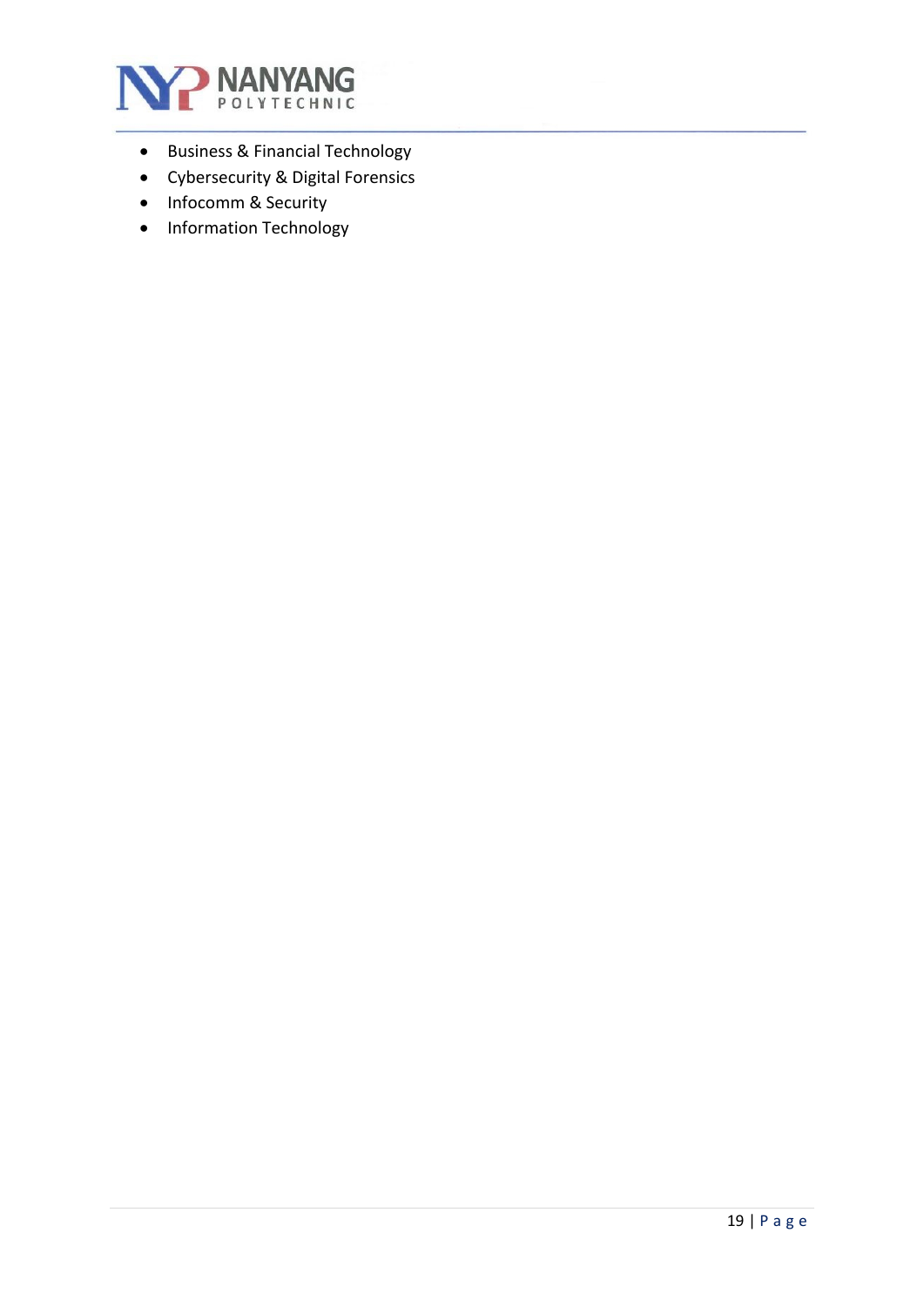- Business & Financial Technology
- Cybersecurity & Digital Forensics
- Infocomm & Security
- Information Technology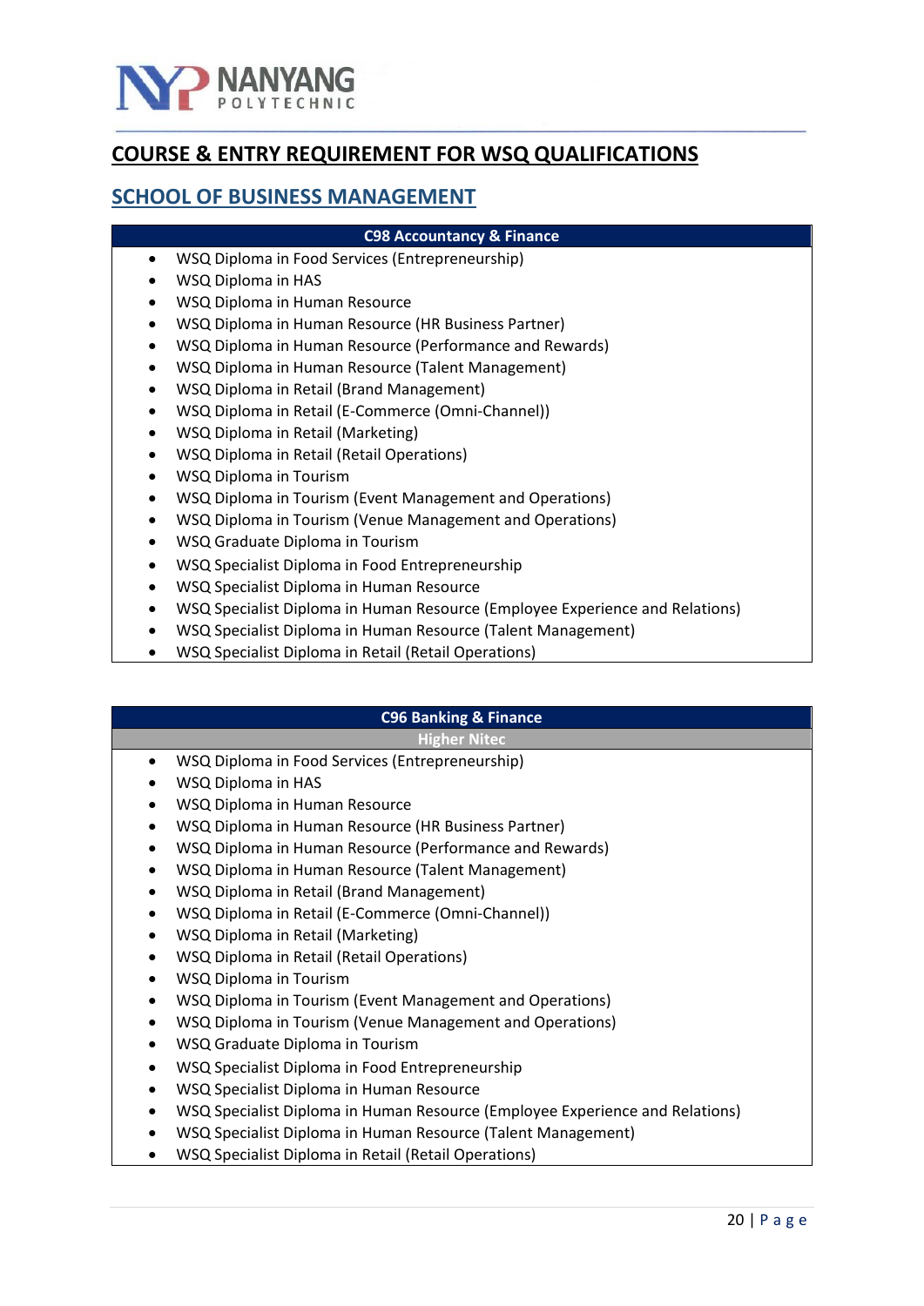## COURSE & ENTRY REQUIREMENT FOR WSQ QUALIFICATIONS

### SCHOOL OF BUSINESS MANAGEMENT

| C98 Accountancy & Finance |
|---|
| • WSQ Diploma in Food Services (Entrepreneurship)<br>• WSQ Diploma in HAS<br>• WSQ Diploma in Human Resource<br>• WSQ Diploma in Human Resource (HR Business Partner)<br>• WSQ Diploma in Human Resource (Performance and Rewards)<br>• WSQ Diploma in Human Resource (Talent Management)<br>• WSQ Diploma in Retail (Brand Management)<br>• WSQ Diploma in Retail (E-Commerce (Omni-Channel))<br>• WSQ Diploma in Retail (Marketing)<br>• WSQ Diploma in Retail (Retail Operations)<br>• WSQ Diploma in Tourism<br>• WSQ Diploma in Tourism (Event Management and Operations)<br>• WSQ Diploma in Tourism (Venue Management and Operations)<br>• WSQ Graduate Diploma in Tourism<br>• WSQ Specialist Diploma in Food Entrepreneurship<br>• WSQ Specialist Diploma in Human Resource<br>• WSQ Specialist Diploma in Human Resource (Employee Experience and Relations)<br>• WSQ Specialist Diploma in Human Resource (Talent Management)<br>• WSQ Specialist Diploma in Retail (Retail Operations) |

| C96 Banking & Finance |
|---|
| Higher Nitec |
| • WSQ Diploma in Food Services (Entrepreneurship)<br>• WSQ Diploma in HAS<br>• WSQ Diploma in Human Resource<br>• WSQ Diploma in Human Resource (HR Business Partner)<br>• WSQ Diploma in Human Resource (Performance and Rewards)<br>• WSQ Diploma in Human Resource (Talent Management)<br>• WSQ Diploma in Retail (Brand Management)<br>• WSQ Diploma in Retail (E-Commerce (Omni-Channel))<br>• WSQ Diploma in Retail (Marketing)<br>• WSQ Diploma in Retail (Retail Operations)<br>• WSQ Diploma in Tourism<br>• WSQ Diploma in Tourism (Event Management and Operations)<br>• WSQ Diploma in Tourism (Venue Management and Operations)<br>• WSQ Graduate Diploma in Tourism<br>• WSQ Specialist Diploma in Food Entrepreneurship<br>• WSQ Specialist Diploma in Human Resource<br>• WSQ Specialist Diploma in Human Resource (Employee Experience and Relations)<br>• WSQ Specialist Diploma in Human Resource (Talent Management)<br>• WSQ Specialist Diploma in Retail (Retail Operations) |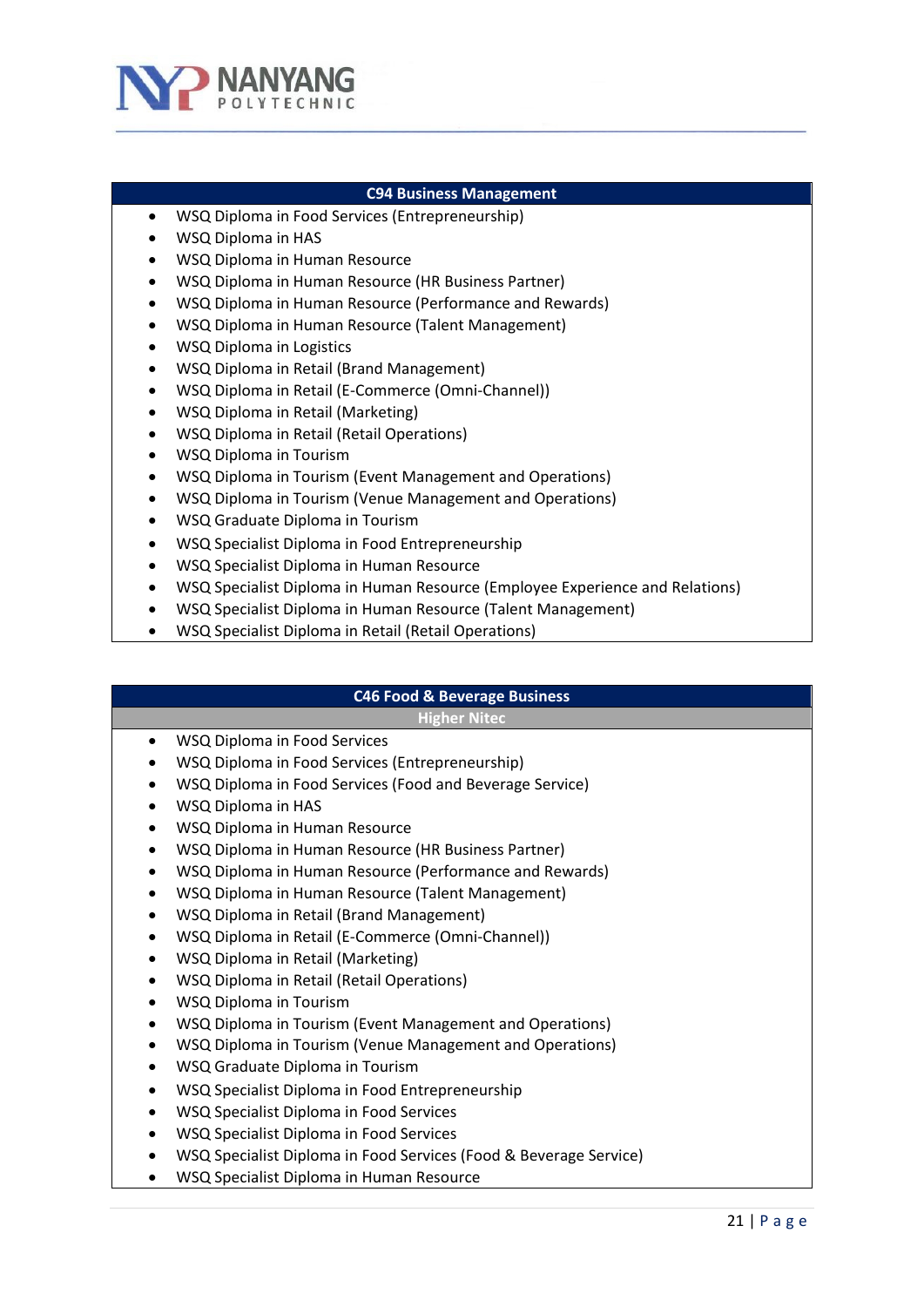| C94 Business Management |
| --- |
| • WSQ Diploma in Food Services (Entrepreneurship)<br>• WSQ Diploma in HAS<br>• WSQ Diploma in Human Resource<br>• WSQ Diploma in Human Resource (HR Business Partner)<br>• WSQ Diploma in Human Resource (Performance and Rewards)<br>• WSQ Diploma in Human Resource (Talent Management)<br>• WSQ Diploma in Logistics<br>• WSQ Diploma in Retail (Brand Management)<br>• WSQ Diploma in Retail (E-Commerce (Omni-Channel))<br>• WSQ Diploma in Retail (Marketing)<br>• WSQ Diploma in Retail (Retail Operations)<br>• WSQ Diploma in Tourism<br>• WSQ Diploma in Tourism (Event Management and Operations)<br>• WSQ Diploma in Tourism (Venue Management and Operations)<br>• WSQ Graduate Diploma in Tourism<br>• WSQ Specialist Diploma in Food Entrepreneurship<br>• WSQ Specialist Diploma in Human Resource<br>• WSQ Specialist Diploma in Human Resource (Employee Experience and Relations)<br>• WSQ Specialist Diploma in Human Resource (Talent Management)<br>• WSQ Specialist Diploma in Retail (Retail Operations) |

| C46 Food & Beverage Business |
| --- |
| **Higher Nitec** |
| • WSQ Diploma in Food Services<br>• WSQ Diploma in Food Services (Entrepreneurship)<br>• WSQ Diploma in Food Services (Food and Beverage Service)<br>• WSQ Diploma in HAS<br>• WSQ Diploma in Human Resource<br>• WSQ Diploma in Human Resource (HR Business Partner)<br>• WSQ Diploma in Human Resource (Performance and Rewards)<br>• WSQ Diploma in Human Resource (Talent Management)<br>• WSQ Diploma in Retail (Brand Management)<br>• WSQ Diploma in Retail (E-Commerce (Omni-Channel))<br>• WSQ Diploma in Retail (Marketing)<br>• WSQ Diploma in Retail (Retail Operations)<br>• WSQ Diploma in Tourism<br>• WSQ Diploma in Tourism (Event Management and Operations)<br>• WSQ Diploma in Tourism (Venue Management and Operations)<br>• WSQ Graduate Diploma in Tourism<br>• WSQ Specialist Diploma in Food Entrepreneurship<br>• WSQ Specialist Diploma in Food Services<br>• WSQ Specialist Diploma in Food Services<br>• WSQ Specialist Diploma in Food Services (Food & Beverage Service)<br>• WSQ Specialist Diploma in Human Resource |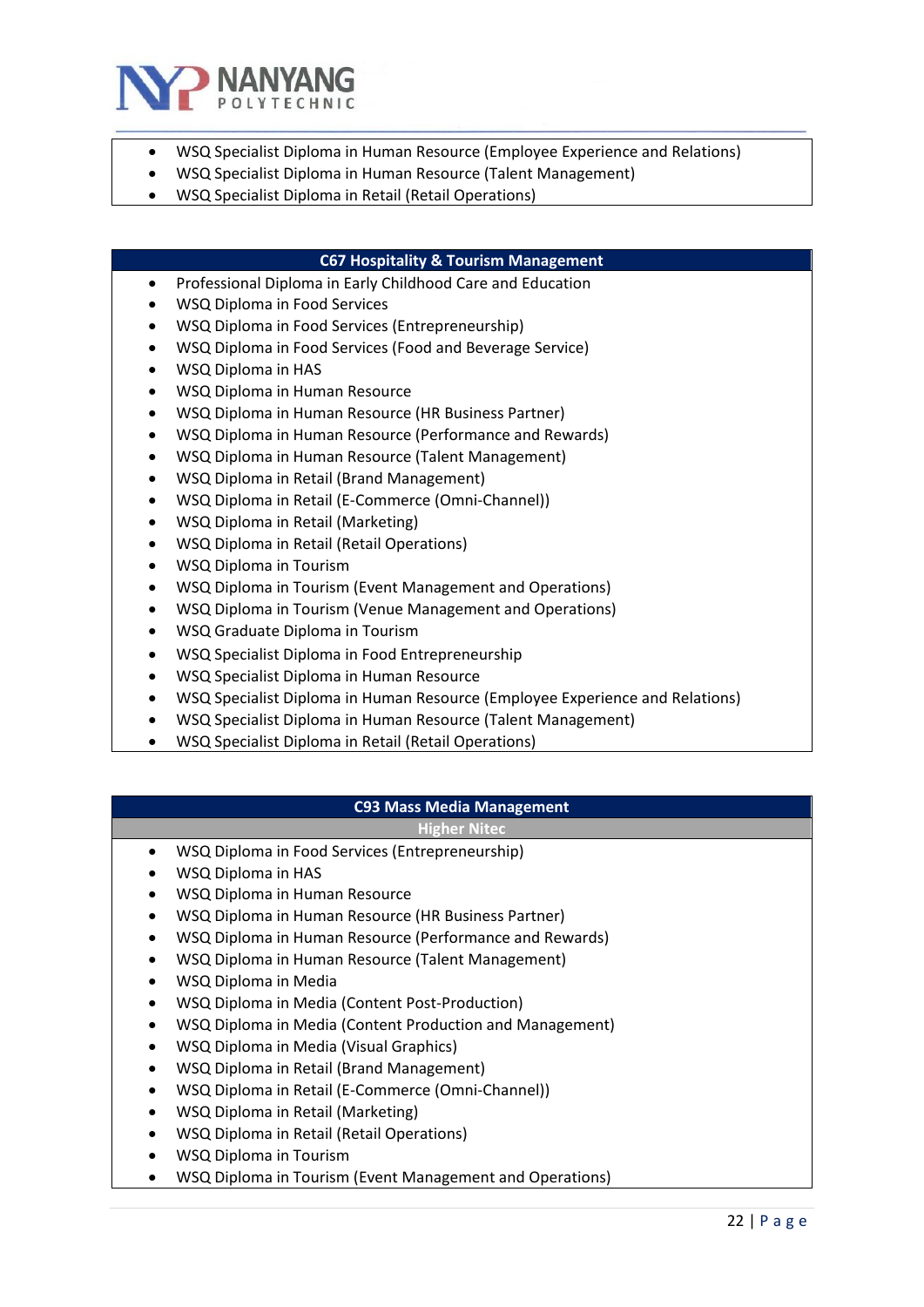- WSQ Specialist Diploma in Human Resource (Employee Experience and Relations)
- WSQ Specialist Diploma in Human Resource (Talent Management)
- WSQ Specialist Diploma in Retail (Retail Operations)

**C67 Hospitality & Tourism Management**

- Professional Diploma in Early Childhood Care and Education
- WSQ Diploma in Food Services
- WSQ Diploma in Food Services (Entrepreneurship)
- WSQ Diploma in Food Services (Food and Beverage Service)
- WSQ Diploma in HAS
- WSQ Diploma in Human Resource
- WSQ Diploma in Human Resource (HR Business Partner)
- WSQ Diploma in Human Resource (Performance and Rewards)
- WSQ Diploma in Human Resource (Talent Management)
- WSQ Diploma in Retail (Brand Management)
- WSQ Diploma in Retail (E-Commerce (Omni-Channel))
- WSQ Diploma in Retail (Marketing)
- WSQ Diploma in Retail (Retail Operations)
- WSQ Diploma in Tourism
- WSQ Diploma in Tourism (Event Management and Operations)
- WSQ Diploma in Tourism (Venue Management and Operations)
- WSQ Graduate Diploma in Tourism
- WSQ Specialist Diploma in Food Entrepreneurship
- WSQ Specialist Diploma in Human Resource
- WSQ Specialist Diploma in Human Resource (Employee Experience and Relations)
- WSQ Specialist Diploma in Human Resource (Talent Management)
- WSQ Specialist Diploma in Retail (Retail Operations)

**C93 Mass Media Management**

**Higher Nitec**

- WSQ Diploma in Food Services (Entrepreneurship)
- WSQ Diploma in HAS
- WSQ Diploma in Human Resource
- WSQ Diploma in Human Resource (HR Business Partner)
- WSQ Diploma in Human Resource (Performance and Rewards)
- WSQ Diploma in Human Resource (Talent Management)
- WSQ Diploma in Media
- WSQ Diploma in Media (Content Post-Production)
- WSQ Diploma in Media (Content Production and Management)
- WSQ Diploma in Media (Visual Graphics)
- WSQ Diploma in Retail (Brand Management)
- WSQ Diploma in Retail (E-Commerce (Omni-Channel))
- WSQ Diploma in Retail (Marketing)
- WSQ Diploma in Retail (Retail Operations)
- WSQ Diploma in Tourism
- WSQ Diploma in Tourism (Event Management and Operations)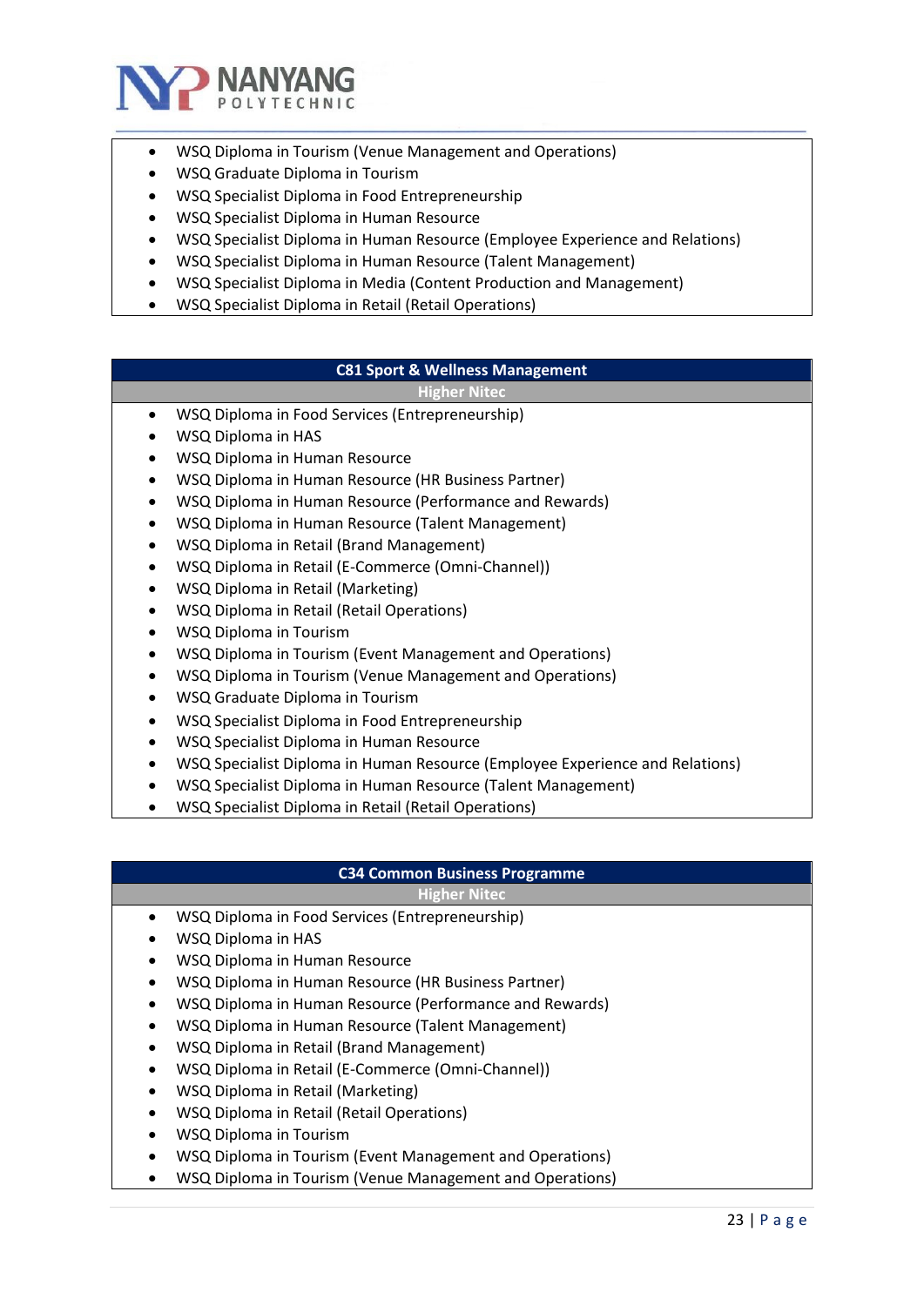- WSQ Diploma in Tourism (Venue Management and Operations)
- WSQ Graduate Diploma in Tourism
- WSQ Specialist Diploma in Food Entrepreneurship
- WSQ Specialist Diploma in Human Resource
- WSQ Specialist Diploma in Human Resource (Employee Experience and Relations)
- WSQ Specialist Diploma in Human Resource (Talent Management)
- WSQ Specialist Diploma in Media (Content Production and Management)
- WSQ Specialist Diploma in Retail (Retail Operations)

| C81 Sport & Wellness Management |
|---|
| **Higher Nitec** |

- WSQ Diploma in Food Services (Entrepreneurship)
- WSQ Diploma in HAS
- WSQ Diploma in Human Resource
- WSQ Diploma in Human Resource (HR Business Partner)
- WSQ Diploma in Human Resource (Performance and Rewards)
- WSQ Diploma in Human Resource (Talent Management)
- WSQ Diploma in Retail (Brand Management)
- WSQ Diploma in Retail (E-Commerce (Omni-Channel))
- WSQ Diploma in Retail (Marketing)
- WSQ Diploma in Retail (Retail Operations)
- WSQ Diploma in Tourism
- WSQ Diploma in Tourism (Event Management and Operations)
- WSQ Diploma in Tourism (Venue Management and Operations)
- WSQ Graduate Diploma in Tourism
- WSQ Specialist Diploma in Food Entrepreneurship
- WSQ Specialist Diploma in Human Resource
- WSQ Specialist Diploma in Human Resource (Employee Experience and Relations)
- WSQ Specialist Diploma in Human Resource (Talent Management)
- WSQ Specialist Diploma in Retail (Retail Operations)

| C34 Common Business Programme |
|---|
| **Higher Nitec** |

- WSQ Diploma in Food Services (Entrepreneurship)
- WSQ Diploma in HAS
- WSQ Diploma in Human Resource
- WSQ Diploma in Human Resource (HR Business Partner)
- WSQ Diploma in Human Resource (Performance and Rewards)
- WSQ Diploma in Human Resource (Talent Management)
- WSQ Diploma in Retail (Brand Management)
- WSQ Diploma in Retail (E-Commerce (Omni-Channel))
- WSQ Diploma in Retail (Marketing)
- WSQ Diploma in Retail (Retail Operations)
- WSQ Diploma in Tourism
- WSQ Diploma in Tourism (Event Management and Operations)
- WSQ Diploma in Tourism (Venue Management and Operations)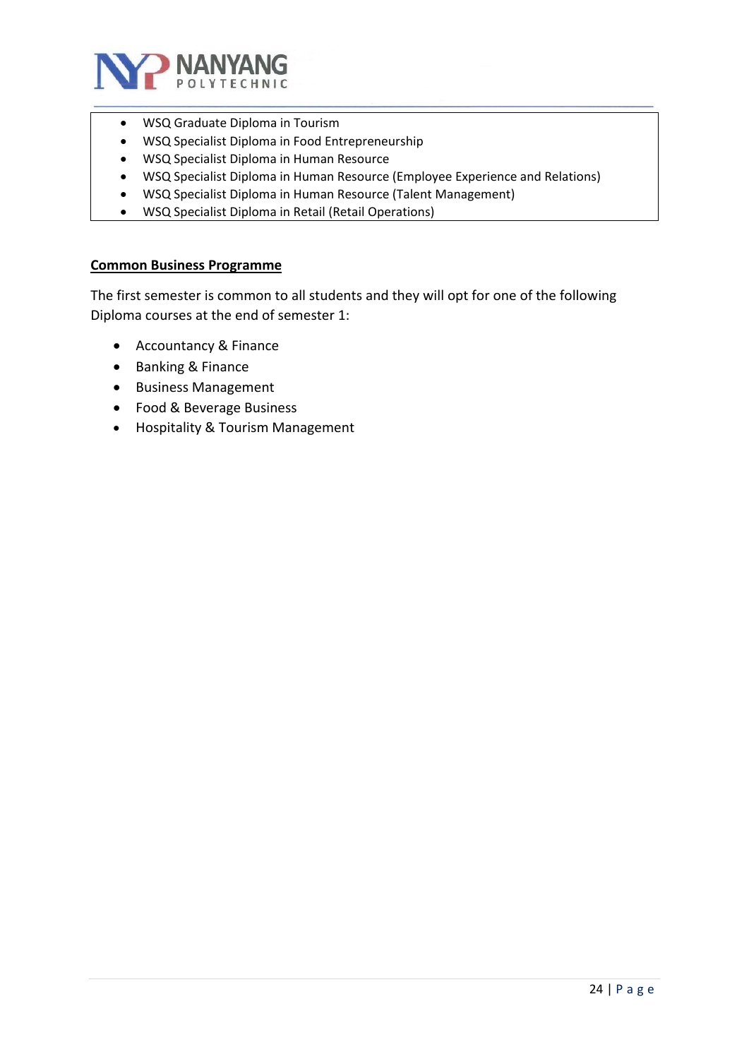- WSQ Graduate Diploma in Tourism
- WSQ Specialist Diploma in Food Entrepreneurship
- WSQ Specialist Diploma in Human Resource
- WSQ Specialist Diploma in Human Resource (Employee Experience and Relations)
- WSQ Specialist Diploma in Human Resource (Talent Management)
- WSQ Specialist Diploma in Retail (Retail Operations)

**Common Business Programme**

The first semester is common to all students and they will opt for one of the following Diploma courses at the end of semester 1:

- Accountancy & Finance
- Banking & Finance
- Business Management
- Food & Beverage Business
- Hospitality & Tourism Management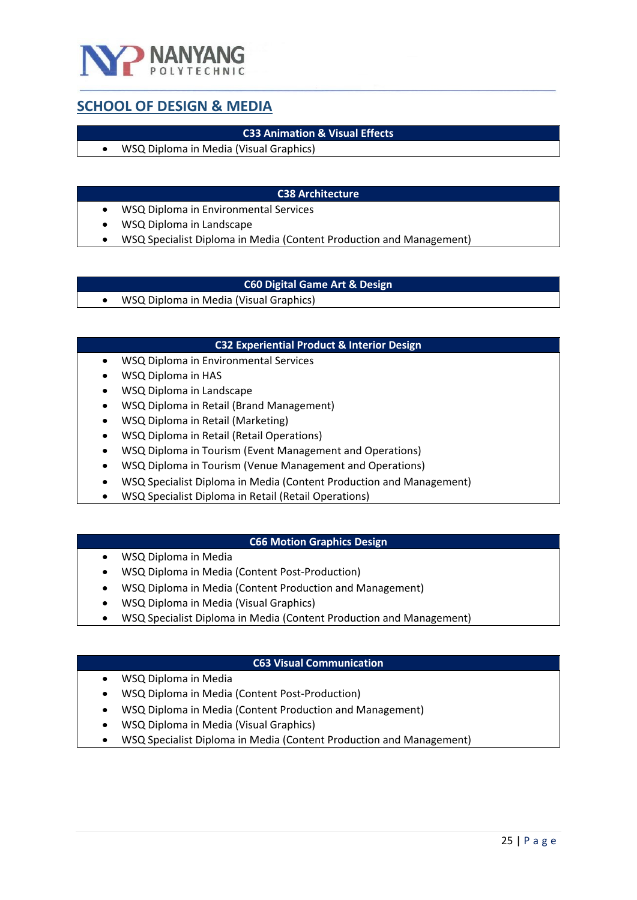## SCHOOL OF DESIGN & MEDIA

| C33 Animation & Visual Effects |
|---|
| • WSQ Diploma in Media (Visual Graphics) |

| C38 Architecture |
|---|
| • WSQ Diploma in Environmental Services<br>• WSQ Diploma in Landscape<br>• WSQ Specialist Diploma in Media (Content Production and Management) |

| C60 Digital Game Art & Design |
|---|
| • WSQ Diploma in Media (Visual Graphics) |

| C32 Experiential Product & Interior Design |
|---|
| • WSQ Diploma in Environmental Services<br>• WSQ Diploma in HAS<br>• WSQ Diploma in Landscape<br>• WSQ Diploma in Retail (Brand Management)<br>• WSQ Diploma in Retail (Marketing)<br>• WSQ Diploma in Retail (Retail Operations)<br>• WSQ Diploma in Tourism (Event Management and Operations)<br>• WSQ Diploma in Tourism (Venue Management and Operations)<br>• WSQ Specialist Diploma in Media (Content Production and Management)<br>• WSQ Specialist Diploma in Retail (Retail Operations) |

| C66 Motion Graphics Design |
|---|
| • WSQ Diploma in Media<br>• WSQ Diploma in Media (Content Post-Production)<br>• WSQ Diploma in Media (Content Production and Management)<br>• WSQ Diploma in Media (Visual Graphics)<br>• WSQ Specialist Diploma in Media (Content Production and Management) |

| C63 Visual Communication |
|---|
| • WSQ Diploma in Media<br>• WSQ Diploma in Media (Content Post-Production)<br>• WSQ Diploma in Media (Content Production and Management)<br>• WSQ Diploma in Media (Visual Graphics)<br>• WSQ Specialist Diploma in Media (Content Production and Management) |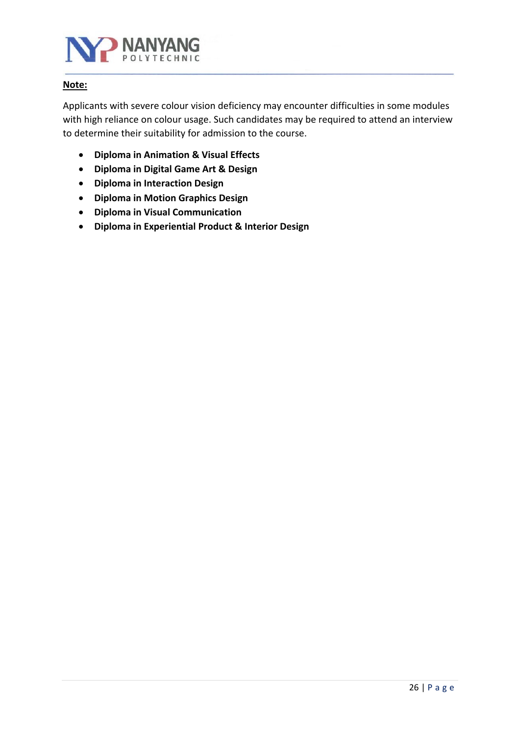**Note:**

Applicants with severe colour vision deficiency may encounter difficulties in some modules with high reliance on colour usage. Such candidates may be required to attend an interview to determine their suitability for admission to the course.

- **Diploma in Animation & Visual Effects**
- **Diploma in Digital Game Art & Design**
- **Diploma in Interaction Design**
- **Diploma in Motion Graphics Design**
- **Diploma in Visual Communication**
- **Diploma in Experiential Product & Interior Design**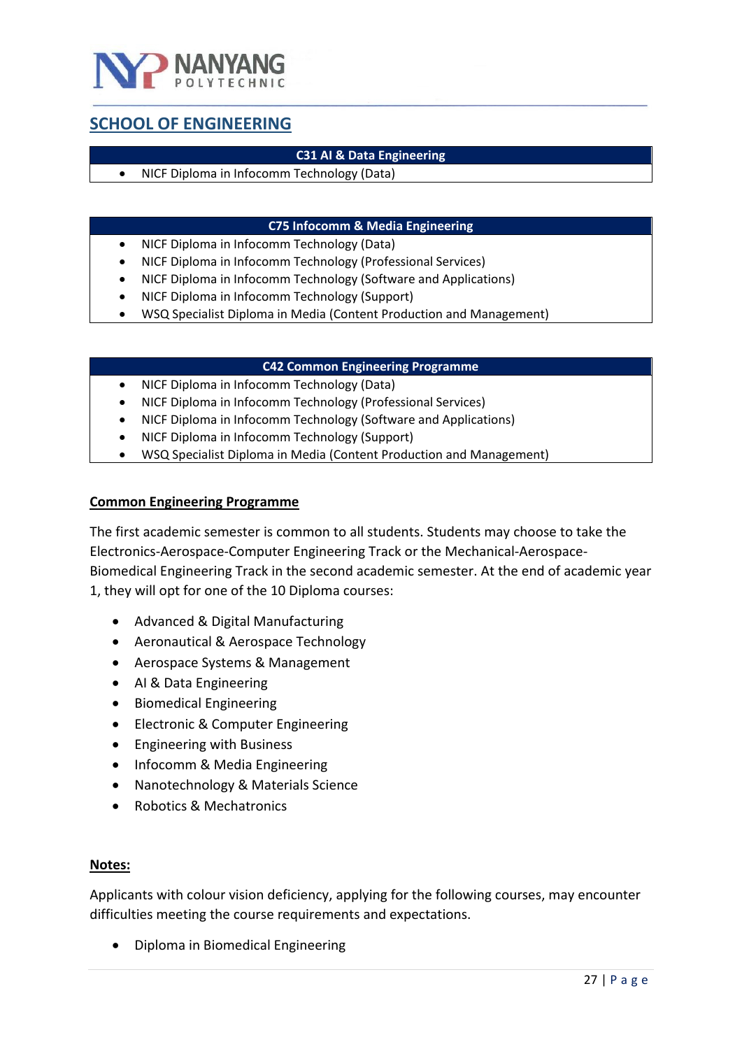## SCHOOL OF ENGINEERING

| C31 AI & Data Engineering |
|---|
| • NICF Diploma in Infocomm Technology (Data) |

| C75 Infocomm & Media Engineering |
|---|
| • NICF Diploma in Infocomm Technology (Data) |
| • NICF Diploma in Infocomm Technology (Professional Services) |
| • NICF Diploma in Infocomm Technology (Software and Applications) |
| • NICF Diploma in Infocomm Technology (Support) |
| • WSQ Specialist Diploma in Media (Content Production and Management) |

| C42 Common Engineering Programme |
|---|
| • NICF Diploma in Infocomm Technology (Data) |
| • NICF Diploma in Infocomm Technology (Professional Services) |
| • NICF Diploma in Infocomm Technology (Software and Applications) |
| • NICF Diploma in Infocomm Technology (Support) |
| • WSQ Specialist Diploma in Media (Content Production and Management) |

**Common Engineering Programme**

The first academic semester is common to all students. Students may choose to take the Electronics-Aerospace-Computer Engineering Track or the Mechanical-Aerospace-Biomedical Engineering Track in the second academic semester. At the end of academic year 1, they will opt for one of the 10 Diploma courses:

- Advanced & Digital Manufacturing
- Aeronautical & Aerospace Technology
- Aerospace Systems & Management
- AI & Data Engineering
- Biomedical Engineering
- Electronic & Computer Engineering
- Engineering with Business
- Infocomm & Media Engineering
- Nanotechnology & Materials Science
- Robotics & Mechatronics

**Notes:**

Applicants with colour vision deficiency, applying for the following courses, may encounter difficulties meeting the course requirements and expectations.

- Diploma in Biomedical Engineering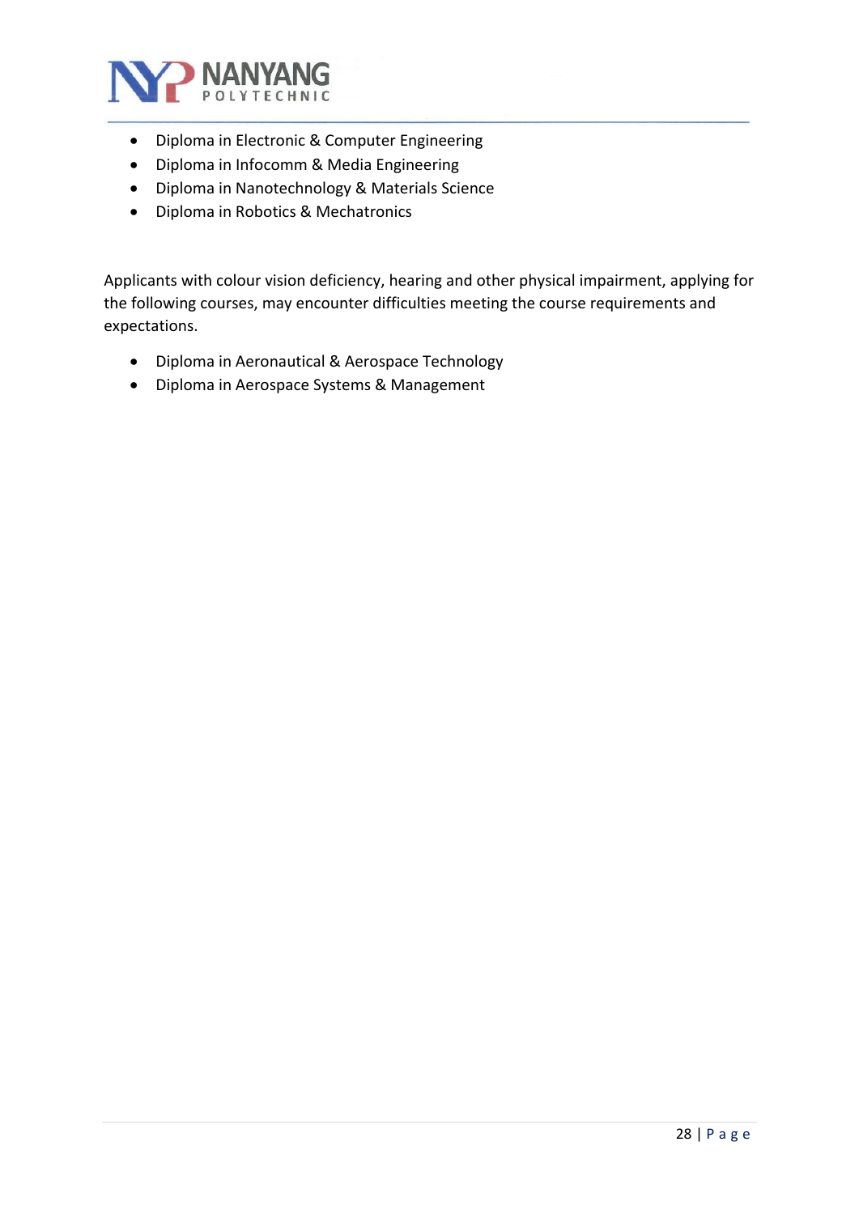- Diploma in Electronic & Computer Engineering
- Diploma in Infocomm & Media Engineering
- Diploma in Nanotechnology & Materials Science
- Diploma in Robotics & Mechatronics

Applicants with colour vision deficiency, hearing and other physical impairment, applying for the following courses, may encounter difficulties meeting the course requirements and expectations.

- Diploma in Aeronautical & Aerospace Technology
- Diploma in Aerospace Systems & Management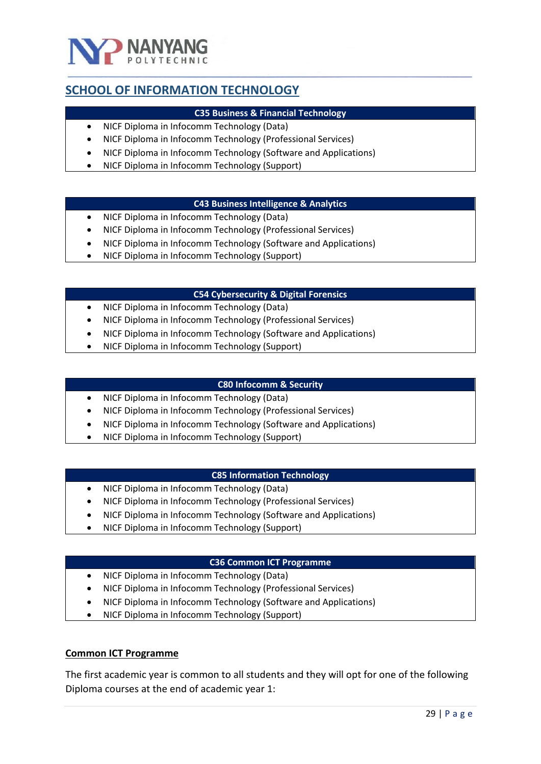## SCHOOL OF INFORMATION TECHNOLOGY

| C35 Business & Financial Technology |
|---|
| • NICF Diploma in Infocomm Technology (Data)<br>• NICF Diploma in Infocomm Technology (Professional Services)<br>• NICF Diploma in Infocomm Technology (Software and Applications)<br>• NICF Diploma in Infocomm Technology (Support) |

| C43 Business Intelligence & Analytics |
|---|
| • NICF Diploma in Infocomm Technology (Data)<br>• NICF Diploma in Infocomm Technology (Professional Services)<br>• NICF Diploma in Infocomm Technology (Software and Applications)<br>• NICF Diploma in Infocomm Technology (Support) |

| C54 Cybersecurity & Digital Forensics |
|---|
| • NICF Diploma in Infocomm Technology (Data)<br>• NICF Diploma in Infocomm Technology (Professional Services)<br>• NICF Diploma in Infocomm Technology (Software and Applications)<br>• NICF Diploma in Infocomm Technology (Support) |

| C80 Infocomm & Security |
|---|
| • NICF Diploma in Infocomm Technology (Data)<br>• NICF Diploma in Infocomm Technology (Professional Services)<br>• NICF Diploma in Infocomm Technology (Software and Applications)<br>• NICF Diploma in Infocomm Technology (Support) |

| C85 Information Technology |
|---|
| • NICF Diploma in Infocomm Technology (Data)<br>• NICF Diploma in Infocomm Technology (Professional Services)<br>• NICF Diploma in Infocomm Technology (Software and Applications)<br>• NICF Diploma in Infocomm Technology (Support) |

| C36 Common ICT Programme |
|---|
| • NICF Diploma in Infocomm Technology (Data)<br>• NICF Diploma in Infocomm Technology (Professional Services)<br>• NICF Diploma in Infocomm Technology (Software and Applications)<br>• NICF Diploma in Infocomm Technology (Support) |

**Common ICT Programme**

The first academic year is common to all students and they will opt for one of the following Diploma courses at the end of academic year 1: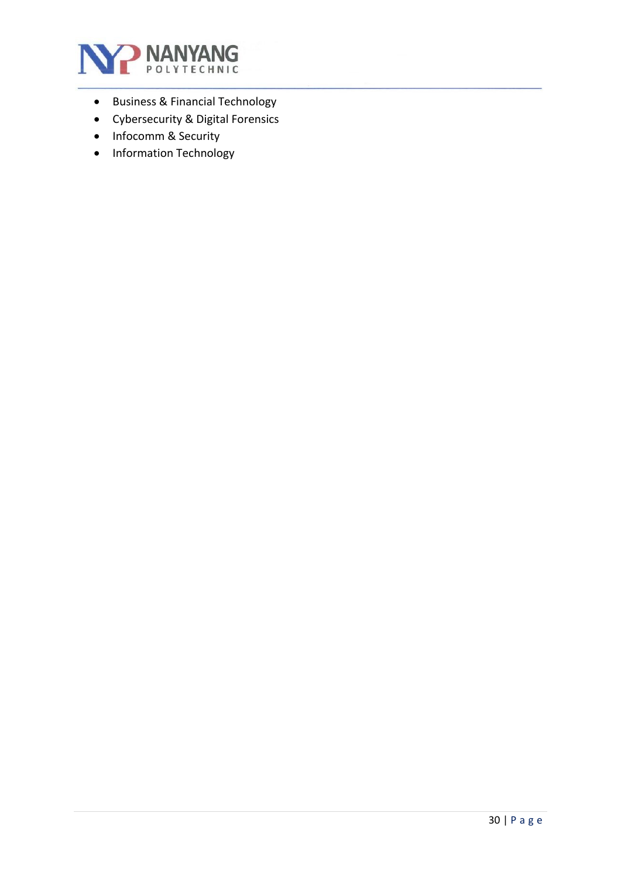- Business & Financial Technology
- Cybersecurity & Digital Forensics
- Infocomm & Security
- Information Technology